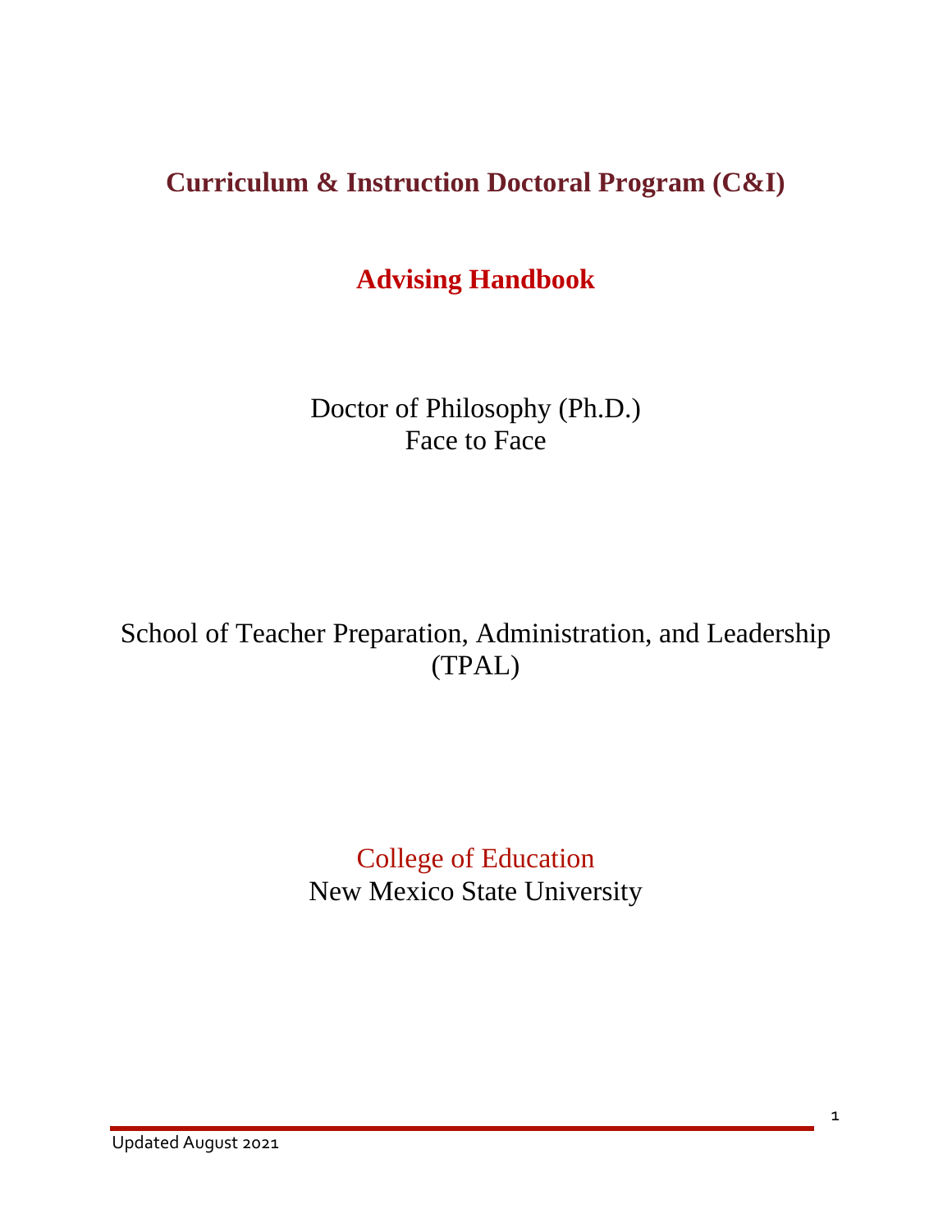# Curriculum & Instruction Doctoral Program (C&I)

## Advising Handbook

Doctor of Philosophy (Ph.D.)
Face to Face

School of Teacher Preparation, Administration, and Leadership (TPAL)

College of Education
New Mexico State University

Updated August 2021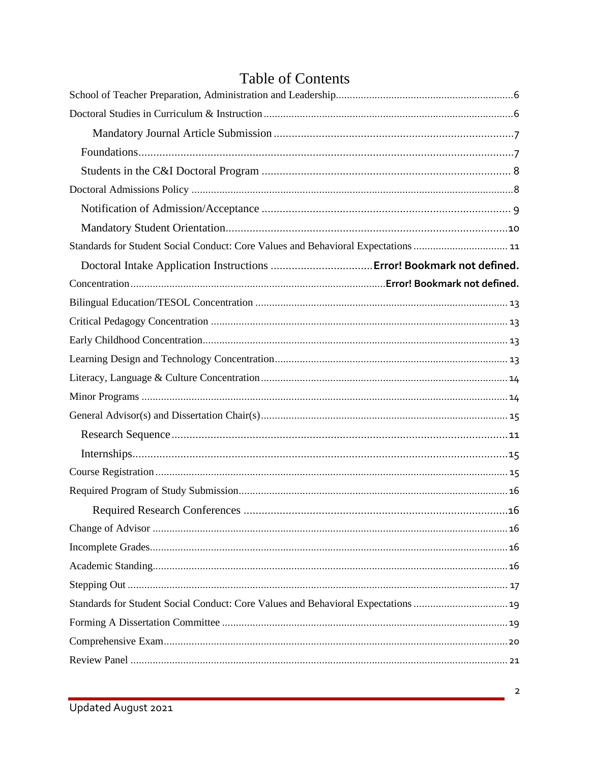# Table of Contents

School of Teacher Preparation, Administration and Leadership.....6

Doctoral Studies in Curriculum & Instruction.....6

- Mandatory Journal Article Submission.....7
- Foundations.....7
- Students in the C&I Doctoral Program.....8

Doctoral Admissions Policy.....8

- Notification of Admission/Acceptance.....9
- Mandatory Student Orientation.....10

Standards for Student Social Conduct: Core Values and Behavioral Expectations.....11

- Doctoral Intake Application Instructions.....**Error! Bookmark not defined.**

Concentration.....**Error! Bookmark not defined.**

Bilingual Education/TESOL Concentration.....13

Critical Pedagogy Concentration.....13

Early Childhood Concentration.....13

Learning Design and Technology Concentration.....13

Literacy, Language & Culture Concentration.....14

Minor Programs.....14

General Advisor(s) and Dissertation Chair(s).....15

- Research Sequence.....11
- Internships.....15

Course Registration.....15

Required Program of Study Submission.....16

- Required Research Conferences.....16

Change of Advisor.....16

Incomplete Grades.....16

Academic Standing.....16

Stepping Out.....17

Standards for Student Social Conduct: Core Values and Behavioral Expectations.....19

Forming A Dissertation Committee.....19

Comprehensive Exam.....20

Review Panel.....21

Updated August 2021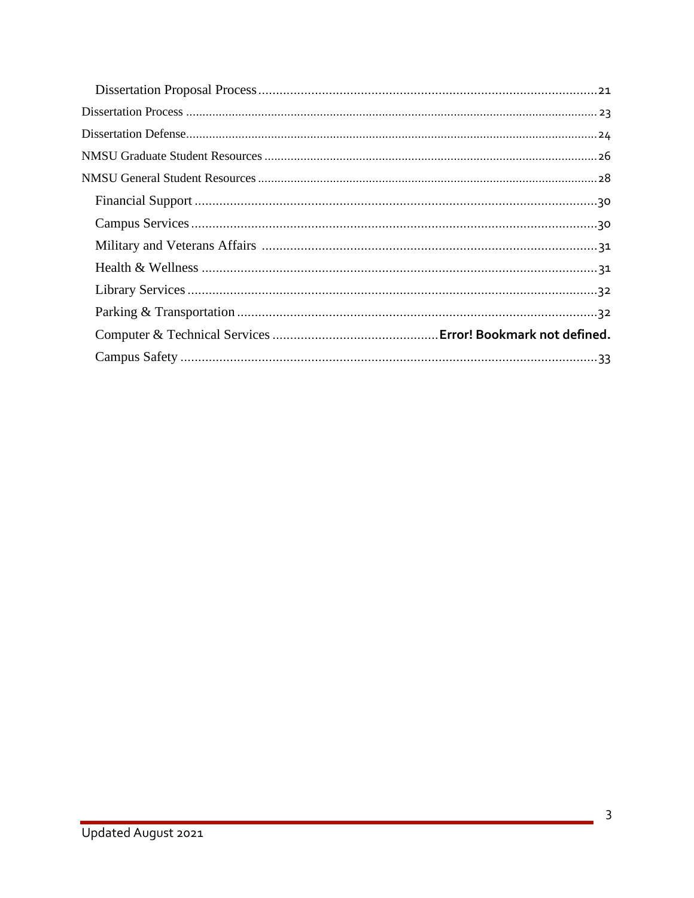Dissertation Proposal Process ....................................................................................................21

Dissertation Process ....................................................................................................................23

Dissertation Defense.....................................................................................................................24

NMSU Graduate Student Resources ..............................................................................................26

NMSU General Student Resources ................................................................................................28

Financial Support .........................................................................................................................30

Campus Services ..........................................................................................................................30

Military and Veterans Affairs .......................................................................................................31

Health & Wellness ........................................................................................................................31

Library Services ............................................................................................................................32

Parking & Transportation ..............................................................................................................32

Computer & Technical Services ...............................................**Error! Bookmark not defined.**

Campus Safety ..............................................................................................................................33

Updated August 2021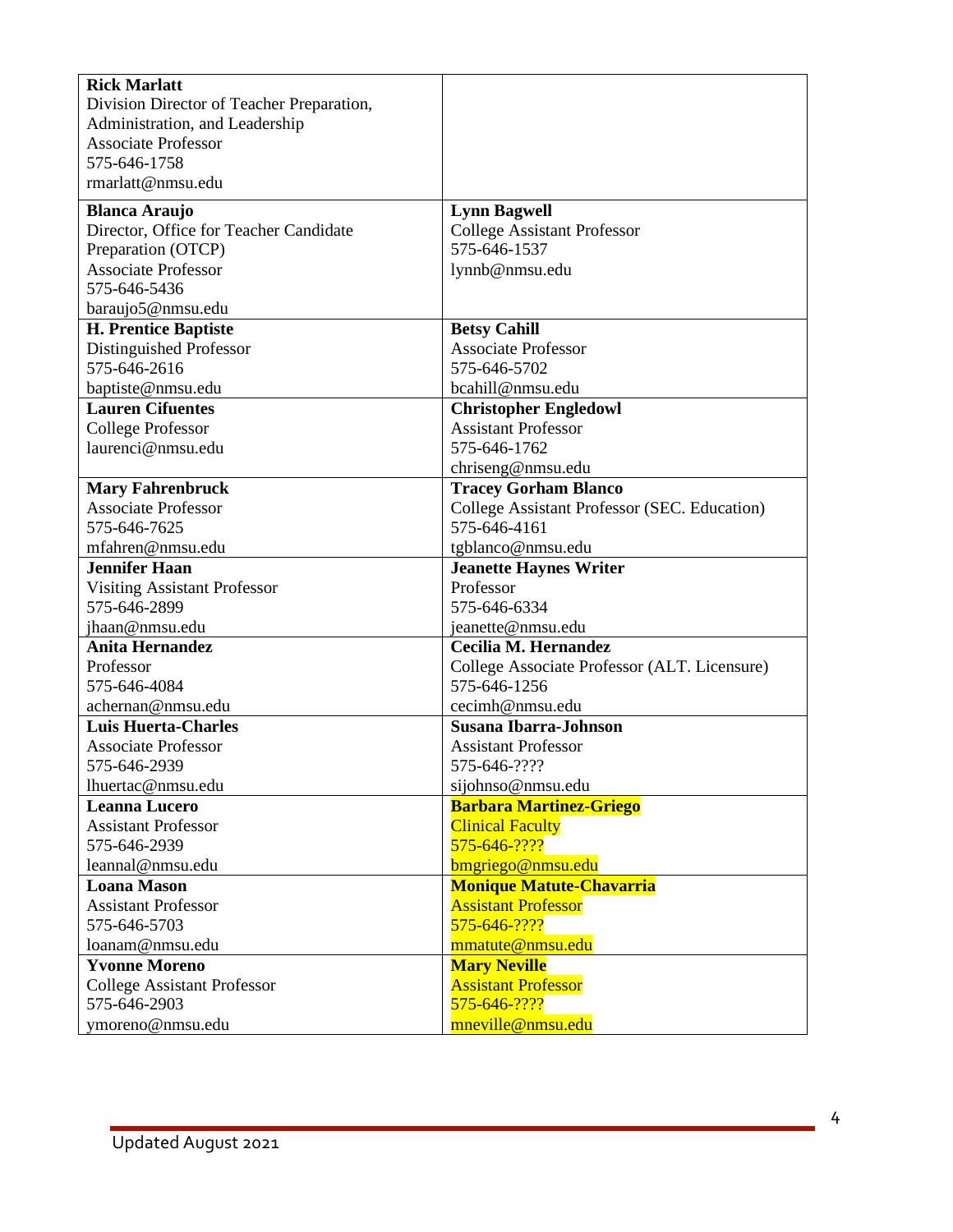| **Rick Marlatt**<br>Division Director of Teacher Preparation, Administration, and Leadership<br>Associate Professor<br>575-646-1758<br>rmarlatt@nmsu.edu | |
|---|---|
| **Blanca Araujo**<br>Director, Office for Teacher Candidate Preparation (OTCP)<br>Associate Professor<br>575-646-5436<br>baraujo5@nmsu.edu | **Lynn Bagwell**<br>College Assistant Professor<br>575-646-1537<br>lynnb@nmsu.edu |
| **H. Prentice Baptiste**<br>Distinguished Professor<br>575-646-2616<br>baptiste@nmsu.edu | **Betsy Cahill**<br>Associate Professor<br>575-646-5702<br>bcahill@nmsu.edu |
| **Lauren Cifuentes**<br>College Professor<br>laurenci@nmsu.edu | **Christopher Engledowl**<br>Assistant Professor<br>575-646-1762<br>chriseng@nmsu.edu |
| **Mary Fahrenbruck**<br>Associate Professor<br>575-646-7625<br>mfahren@nmsu.edu | **Tracey Gorham Blanco**<br>College Assistant Professor (SEC. Education)<br>575-646-4161<br>tgblanco@nmsu.edu |
| **Jennifer Haan**<br>Visiting Assistant Professor<br>575-646-2899<br>jhaan@nmsu.edu | **Jeanette Haynes Writer**<br>Professor<br>575-646-6334<br>jeanette@nmsu.edu |
| **Anita Hernandez**<br>Professor<br>575-646-4084<br>achernan@nmsu.edu | **Cecilia M. Hernandez**<br>College Associate Professor (ALT. Licensure)<br>575-646-1256<br>cecimh@nmsu.edu |
| **Luis Huerta-Charles**<br>Associate Professor<br>575-646-2939<br>lhuertac@nmsu.edu | **Susana Ibarra-Johnson**<br>Assistant Professor<br>575-646-????<br>sijohnso@nmsu.edu |
| **Leanna Lucero**<br>Assistant Professor<br>575-646-2939<br>leannal@nmsu.edu | **Barbara Martinez-Griego**<br>Clinical Faculty<br>575-646-????<br>bmgriego@nmsu.edu |
| **Loana Mason**<br>Assistant Professor<br>575-646-5703<br>loanam@nmsu.edu | **Monique Matute-Chavarria**<br>Assistant Professor<br>575-646-????<br>mmatute@nmsu.edu |
| **Yvonne Moreno**<br>College Assistant Professor<br>575-646-2903<br>ymoreno@nmsu.edu | **Mary Neville**<br>Assistant Professor<br>575-646-????<br>mneville@nmsu.edu |

Updated August 2021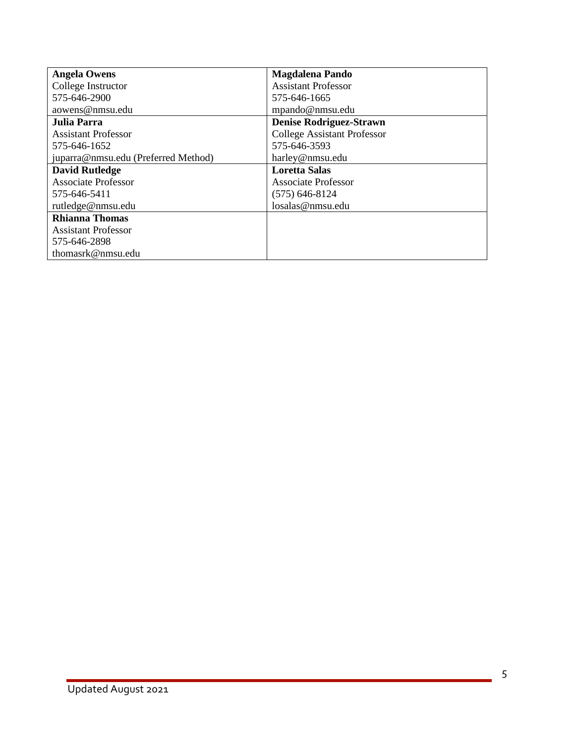| **Angela Owens**<br>College Instructor<br>575-646-2900<br>aowens@nmsu.edu | **Magdalena Pando**<br>Assistant Professor<br>575-646-1665<br>mpando@nmsu.edu |
|---|---|
| **Julia Parra**<br>Assistant Professor<br>575-646-1652<br>juparra@nmsu.edu (Preferred Method) | **Denise Rodriguez-Strawn**<br>College Assistant Professor<br>575-646-3593<br>harley@nmsu.edu |
| **David Rutledge**<br>Associate Professor<br>575-646-5411<br>rutledge@nmsu.edu | **Loretta Salas**<br>Associate Professor<br>(575) 646-8124<br>losalas@nmsu.edu |
| **Rhianna Thomas**<br>Assistant Professor<br>575-646-2898<br>thomasrk@nmsu.edu | |

Updated August 2021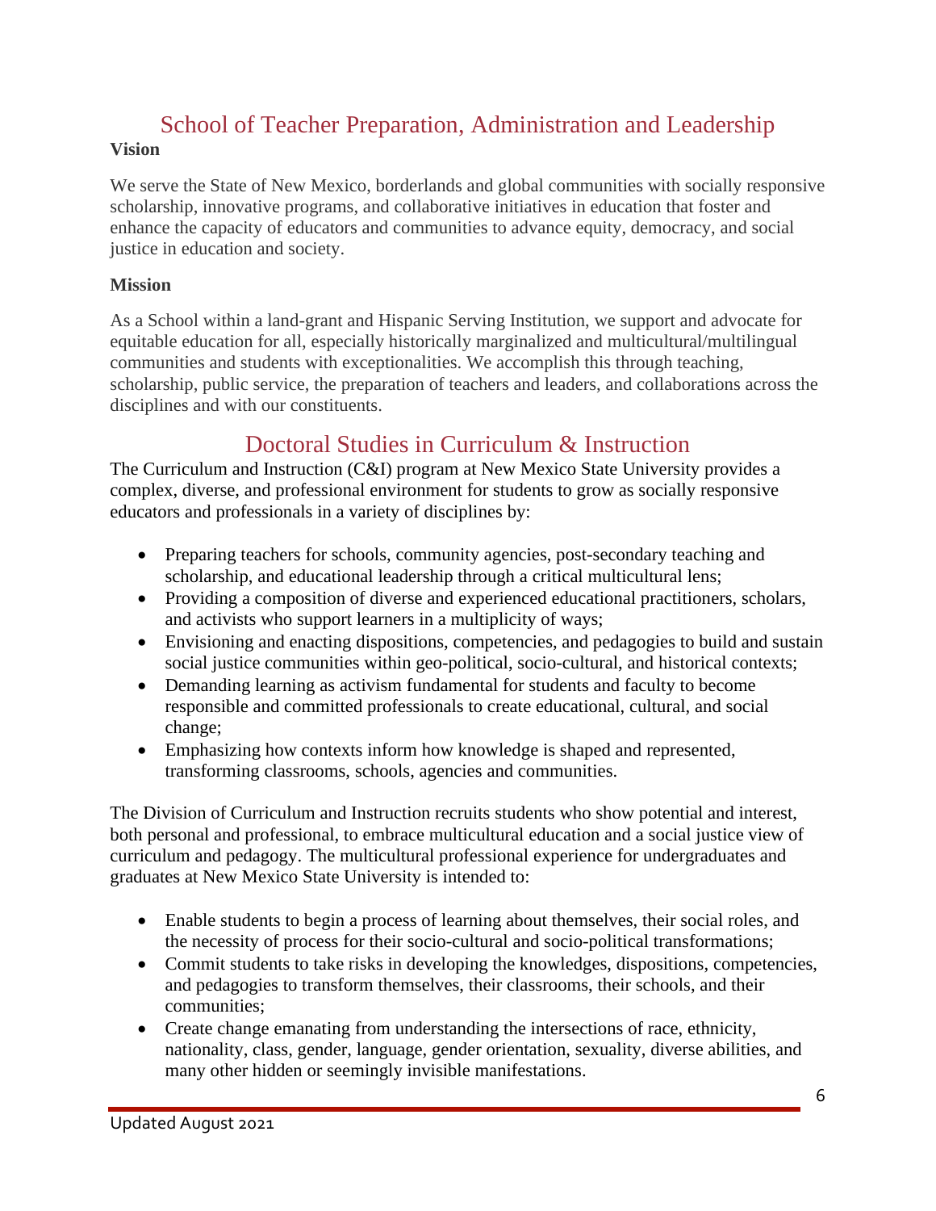# School of Teacher Preparation, Administration and Leadership

**Vision**

We serve the State of New Mexico, borderlands and global communities with socially responsive scholarship, innovative programs, and collaborative initiatives in education that foster and enhance the capacity of educators and communities to advance equity, democracy, and social justice in education and society.

**Mission**

As a School within a land-grant and Hispanic Serving Institution, we support and advocate for equitable education for all, especially historically marginalized and multicultural/multilingual communities and students with exceptionalities. We accomplish this through teaching, scholarship, public service, the preparation of teachers and leaders, and collaborations across the disciplines and with our constituents.

# Doctoral Studies in Curriculum & Instruction

The Curriculum and Instruction (C&I) program at New Mexico State University provides a complex, diverse, and professional environment for students to grow as socially responsive educators and professionals in a variety of disciplines by:

- Preparing teachers for schools, community agencies, post-secondary teaching and scholarship, and educational leadership through a critical multicultural lens;
- Providing a composition of diverse and experienced educational practitioners, scholars, and activists who support learners in a multiplicity of ways;
- Envisioning and enacting dispositions, competencies, and pedagogies to build and sustain social justice communities within geo-political, socio-cultural, and historical contexts;
- Demanding learning as activism fundamental for students and faculty to become responsible and committed professionals to create educational, cultural, and social change;
- Emphasizing how contexts inform how knowledge is shaped and represented, transforming classrooms, schools, agencies and communities.

The Division of Curriculum and Instruction recruits students who show potential and interest, both personal and professional, to embrace multicultural education and a social justice view of curriculum and pedagogy. The multicultural professional experience for undergraduates and graduates at New Mexico State University is intended to:

- Enable students to begin a process of learning about themselves, their social roles, and the necessity of process for their socio-cultural and socio-political transformations;
- Commit students to take risks in developing the knowledges, dispositions, competencies, and pedagogies to transform themselves, their classrooms, their schools, and their communities;
- Create change emanating from understanding the intersections of race, ethnicity, nationality, class, gender, language, gender orientation, sexuality, diverse abilities, and many other hidden or seemingly invisible manifestations.

Updated August 2021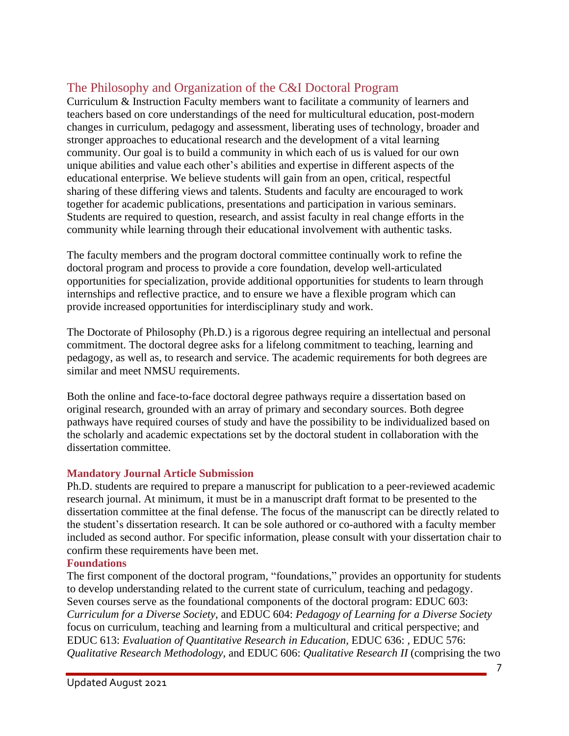## The Philosophy and Organization of the C&I Doctoral Program

Curriculum & Instruction Faculty members want to facilitate a community of learners and teachers based on core understandings of the need for multicultural education, post-modern changes in curriculum, pedagogy and assessment, liberating uses of technology, broader and stronger approaches to educational research and the development of a vital learning community. Our goal is to build a community in which each of us is valued for our own unique abilities and value each other's abilities and expertise in different aspects of the educational enterprise. We believe students will gain from an open, critical, respectful sharing of these differing views and talents. Students and faculty are encouraged to work together for academic publications, presentations and participation in various seminars. Students are required to question, research, and assist faculty in real change efforts in the community while learning through their educational involvement with authentic tasks.

The faculty members and the program doctoral committee continually work to refine the doctoral program and process to provide a core foundation, develop well-articulated opportunities for specialization, provide additional opportunities for students to learn through internships and reflective practice, and to ensure we have a flexible program which can provide increased opportunities for interdisciplinary study and work.

The Doctorate of Philosophy (Ph.D.) is a rigorous degree requiring an intellectual and personal commitment. The doctoral degree asks for a lifelong commitment to teaching, learning and pedagogy, as well as, to research and service. The academic requirements for both degrees are similar and meet NMSU requirements.

Both the online and face-to-face doctoral degree pathways require a dissertation based on original research, grounded with an array of primary and secondary sources. Both degree pathways have required courses of study and have the possibility to be individualized based on the scholarly and academic expectations set by the doctoral student in collaboration with the dissertation committee.

### Mandatory Journal Article Submission

Ph.D. students are required to prepare a manuscript for publication to a peer-reviewed academic research journal. At minimum, it must be in a manuscript draft format to be presented to the dissertation committee at the final defense. The focus of the manuscript can be directly related to the student's dissertation research. It can be sole authored or co-authored with a faculty member included as second author. For specific information, please consult with your dissertation chair to confirm these requirements have been met.

### Foundations

The first component of the doctoral program, "foundations," provides an opportunity for students to develop understanding related to the current state of curriculum, teaching and pedagogy. Seven courses serve as the foundational components of the doctoral program: EDUC 603: *Curriculum for a Diverse Society*, and EDUC 604: *Pedagogy of Learning for a Diverse Society* focus on curriculum, teaching and learning from a multicultural and critical perspective; and EDUC 613: *Evaluation of Quantitative Research in Education,* EDUC 636: , EDUC 576: *Qualitative Research Methodology*, and EDUC 606: *Qualitative Research II* (comprising the two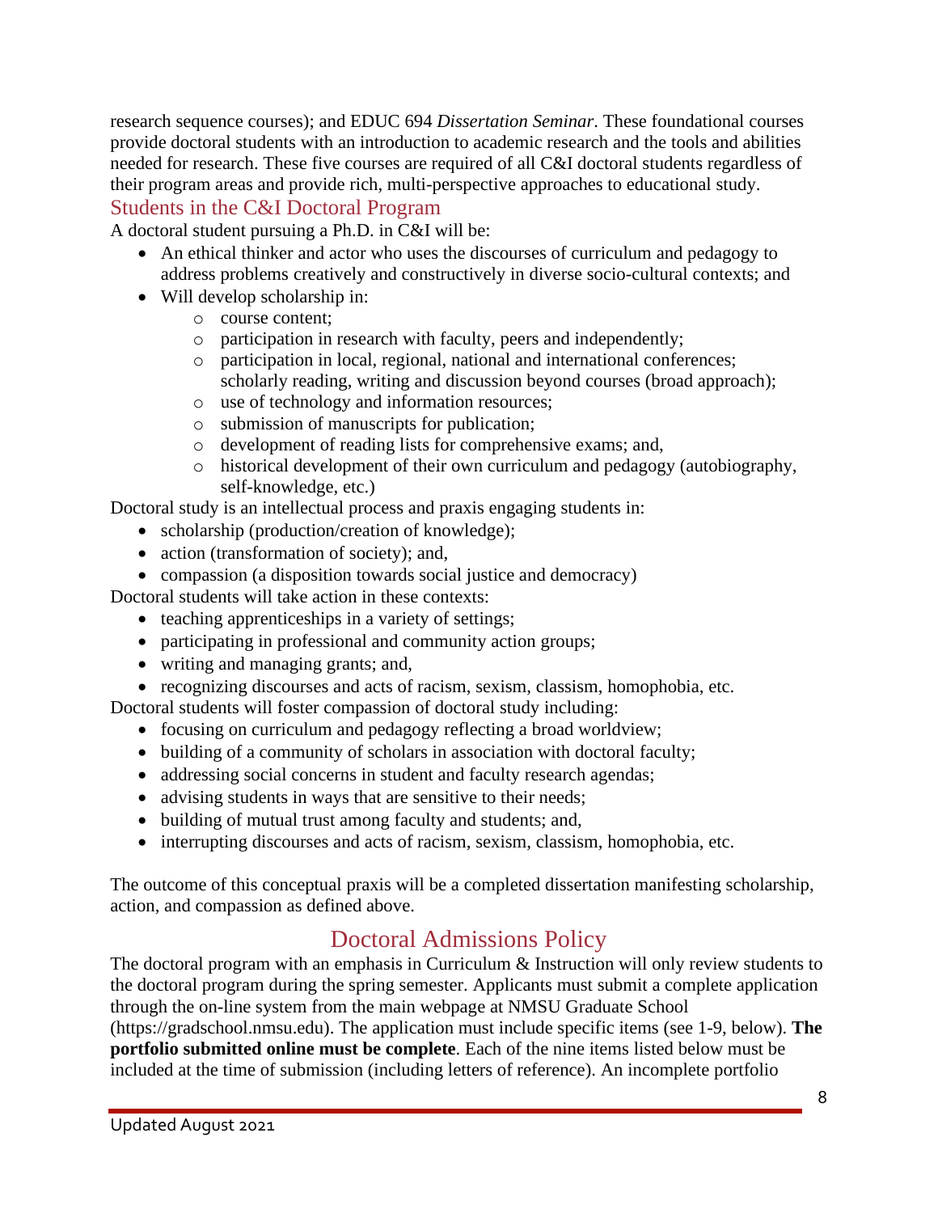research sequence courses); and EDUC 694 *Dissertation Seminar*. These foundational courses provide doctoral students with an introduction to academic research and the tools and abilities needed for research. These five courses are required of all C&I doctoral students regardless of their program areas and provide rich, multi-perspective approaches to educational study.

### Students in the C&I Doctoral Program

A doctoral student pursuing a Ph.D. in C&I will be:

- An ethical thinker and actor who uses the discourses of curriculum and pedagogy to address problems creatively and constructively in diverse socio-cultural contexts; and
- Will develop scholarship in:
  - course content;
  - participation in research with faculty, peers and independently;
  - participation in local, regional, national and international conferences; scholarly reading, writing and discussion beyond courses (broad approach);
  - use of technology and information resources;
  - submission of manuscripts for publication;
  - development of reading lists for comprehensive exams; and,
  - historical development of their own curriculum and pedagogy (autobiography, self-knowledge, etc.)

Doctoral study is an intellectual process and praxis engaging students in:

- scholarship (production/creation of knowledge);
- action (transformation of society); and,
- compassion (a disposition towards social justice and democracy)

Doctoral students will take action in these contexts:

- teaching apprenticeships in a variety of settings;
- participating in professional and community action groups;
- writing and managing grants; and,
- recognizing discourses and acts of racism, sexism, classism, homophobia, etc.

Doctoral students will foster compassion of doctoral study including:

- focusing on curriculum and pedagogy reflecting a broad worldview;
- building of a community of scholars in association with doctoral faculty;
- addressing social concerns in student and faculty research agendas;
- advising students in ways that are sensitive to their needs;
- building of mutual trust among faculty and students; and,
- interrupting discourses and acts of racism, sexism, classism, homophobia, etc.

The outcome of this conceptual praxis will be a completed dissertation manifesting scholarship, action, and compassion as defined above.

## Doctoral Admissions Policy

The doctoral program with an emphasis in Curriculum & Instruction will only review students to the doctoral program during the spring semester. Applicants must submit a complete application through the on-line system from the main webpage at NMSU Graduate School (https://gradschool.nmsu.edu). The application must include specific items (see 1-9, below). **The portfolio submitted online must be complete**. Each of the nine items listed below must be included at the time of submission (including letters of reference). An incomplete portfolio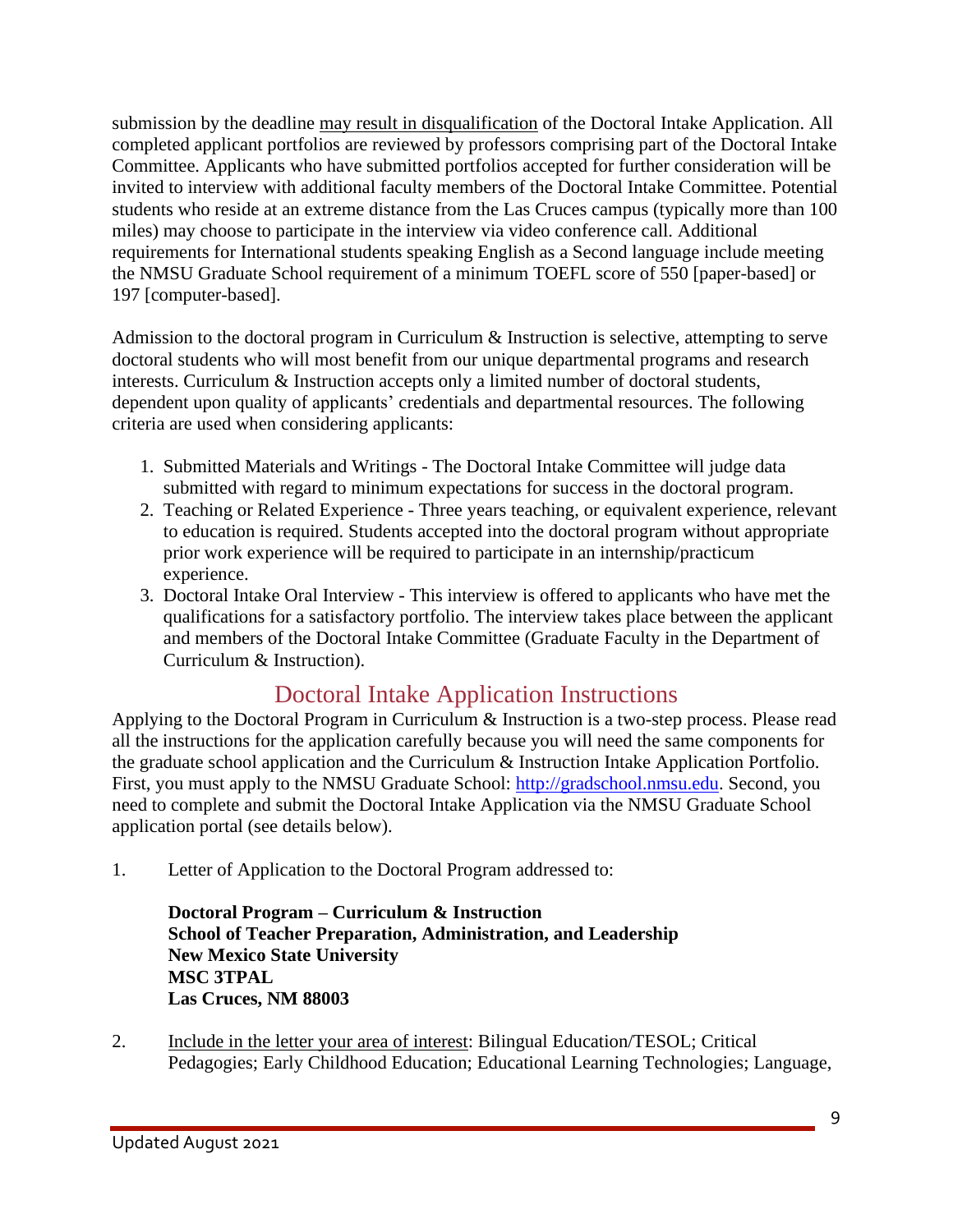submission by the deadline <u>may result in disqualification</u> of the Doctoral Intake Application. All completed applicant portfolios are reviewed by professors comprising part of the Doctoral Intake Committee. Applicants who have submitted portfolios accepted for further consideration will be invited to interview with additional faculty members of the Doctoral Intake Committee. Potential students who reside at an extreme distance from the Las Cruces campus (typically more than 100 miles) may choose to participate in the interview via video conference call. Additional requirements for International students speaking English as a Second language include meeting the NMSU Graduate School requirement of a minimum TOEFL score of 550 [paper-based] or 197 [computer-based].

Admission to the doctoral program in Curriculum & Instruction is selective, attempting to serve doctoral students who will most benefit from our unique departmental programs and research interests. Curriculum & Instruction accepts only a limited number of doctoral students, dependent upon quality of applicants' credentials and departmental resources. The following criteria are used when considering applicants:

1. Submitted Materials and Writings - The Doctoral Intake Committee will judge data submitted with regard to minimum expectations for success in the doctoral program.
2. Teaching or Related Experience - Three years teaching, or equivalent experience, relevant to education is required. Students accepted into the doctoral program without appropriate prior work experience will be required to participate in an internship/practicum experience.
3. Doctoral Intake Oral Interview - This interview is offered to applicants who have met the qualifications for a satisfactory portfolio. The interview takes place between the applicant and members of the Doctoral Intake Committee (Graduate Faculty in the Department of Curriculum & Instruction).

## Doctoral Intake Application Instructions

Applying to the Doctoral Program in Curriculum & Instruction is a two-step process. Please read all the instructions for the application carefully because you will need the same components for the graduate school application and the Curriculum & Instruction Intake Application Portfolio. First, you must apply to the NMSU Graduate School: [http://gradschool.nmsu.edu](http://gradschool.nmsu.edu). Second, you need to complete and submit the Doctoral Intake Application via the NMSU Graduate School application portal (see details below).

1. Letter of Application to the Doctoral Program addressed to:

   **Doctoral Program – Curriculum & Instruction**
   **School of Teacher Preparation, Administration, and Leadership**
   **New Mexico State University**
   **MSC 3TPAL**
   **Las Cruces, NM 88003**

2. <u>Include in the letter your area of interest</u>: Bilingual Education/TESOL; Critical Pedagogies; Early Childhood Education; Educational Learning Technologies; Language,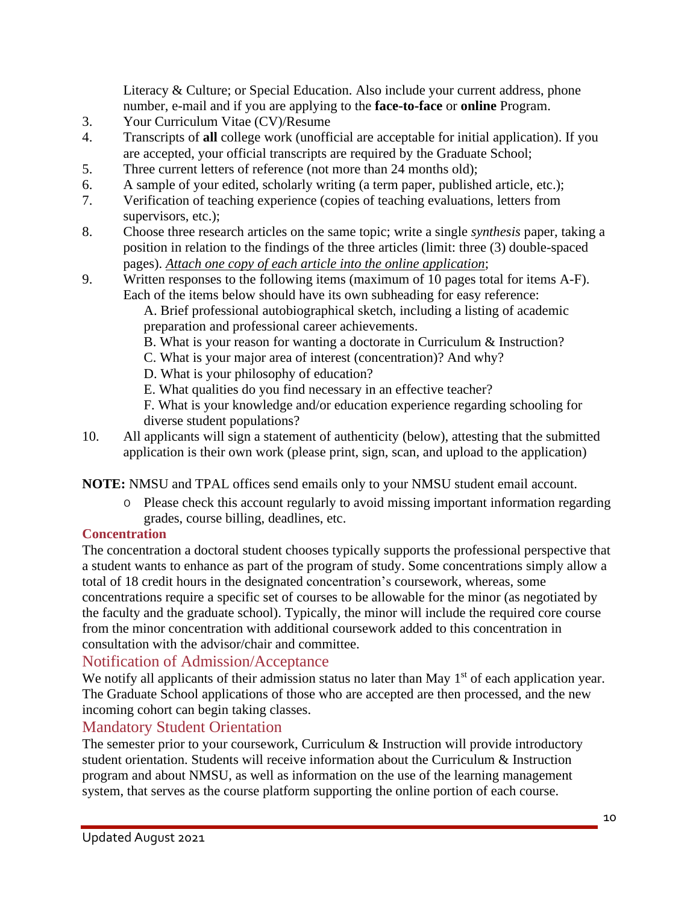Literacy & Culture; or Special Education. Also include your current address, phone number, e-mail and if you are applying to the **face-to-face** or **online** Program.

3. Your Curriculum Vitae (CV)/Resume
4. Transcripts of **all** college work (unofficial are acceptable for initial application). If you are accepted, your official transcripts are required by the Graduate School;
5. Three current letters of reference (not more than 24 months old);
6. A sample of your edited, scholarly writing (a term paper, published article, etc.);
7. Verification of teaching experience (copies of teaching evaluations, letters from supervisors, etc.);
8. Choose three research articles on the same topic; write a single *synthesis* paper, taking a position in relation to the findings of the three articles (limit: three (3) double-spaced pages). *Attach one copy of each article into the online application*;
9. Written responses to the following items (maximum of 10 pages total for items A-F). Each of the items below should have its own subheading for easy reference:
   A. Brief professional autobiographical sketch, including a listing of academic preparation and professional career achievements.
   B. What is your reason for wanting a doctorate in Curriculum & Instruction?
   C. What is your major area of interest (concentration)? And why?
   D. What is your philosophy of education?
   E. What qualities do you find necessary in an effective teacher?
   F. What is your knowledge and/or education experience regarding schooling for diverse student populations?
10. All applicants will sign a statement of authenticity (below), attesting that the submitted application is their own work (please print, sign, scan, and upload to the application)

**NOTE:** NMSU and TPAL offices send emails only to your NMSU student email account.

- Please check this account regularly to avoid missing important information regarding grades, course billing, deadlines, etc.

### Concentration

The concentration a doctoral student chooses typically supports the professional perspective that a student wants to enhance as part of the program of study. Some concentrations simply allow a total of 18 credit hours in the designated concentration's coursework, whereas, some concentrations require a specific set of courses to be allowable for the minor (as negotiated by the faculty and the graduate school). Typically, the minor will include the required core course from the minor concentration with additional coursework added to this concentration in consultation with the advisor/chair and committee.

## Notification of Admission/Acceptance

We notify all applicants of their admission status no later than May 1st of each application year. The Graduate School applications of those who are accepted are then processed, and the new incoming cohort can begin taking classes.

## Mandatory Student Orientation

The semester prior to your coursework, Curriculum & Instruction will provide introductory student orientation. Students will receive information about the Curriculum & Instruction program and about NMSU, as well as information on the use of the learning management system, that serves as the course platform supporting the online portion of each course.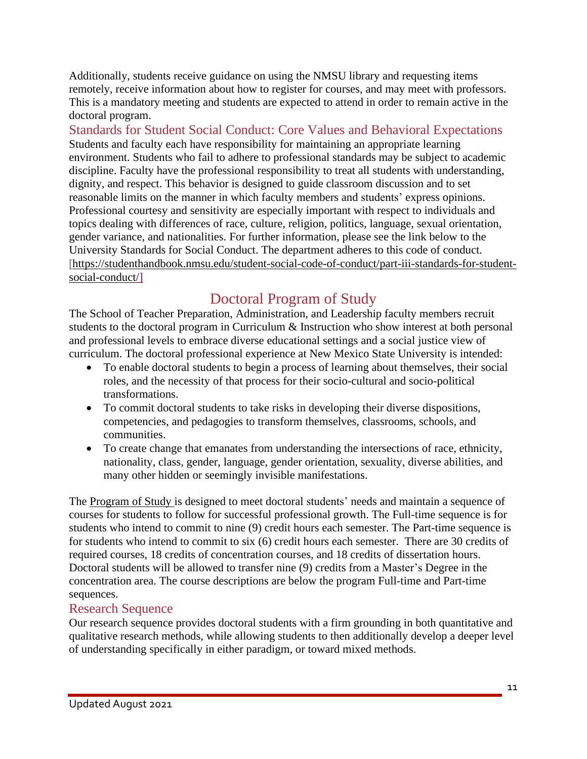Additionally, students receive guidance on using the NMSU library and requesting items remotely, receive information about how to register for courses, and may meet with professors. This is a mandatory meeting and students are expected to attend in order to remain active in the doctoral program.

### Standards for Student Social Conduct: Core Values and Behavioral Expectations

Students and faculty each have responsibility for maintaining an appropriate learning environment. Students who fail to adhere to professional standards may be subject to academic discipline. Faculty have the professional responsibility to treat all students with understanding, dignity, and respect. This behavior is designed to guide classroom discussion and to set reasonable limits on the manner in which faculty members and students' express opinions. Professional courtesy and sensitivity are especially important with respect to individuals and topics dealing with differences of race, culture, religion, politics, language, sexual orientation, gender variance, and nationalities. For further information, please see the link below to the University Standards for Social Conduct. The department adheres to this code of conduct. [https://studenthandbook.nmsu.edu/student-social-code-of-conduct/part-iii-standards-for-student-social-conduct/]

## Doctoral Program of Study

The School of Teacher Preparation, Administration, and Leadership faculty members recruit students to the doctoral program in Curriculum & Instruction who show interest at both personal and professional levels to embrace diverse educational settings and a social justice view of curriculum. The doctoral professional experience at New Mexico State University is intended:

- To enable doctoral students to begin a process of learning about themselves, their social roles, and the necessity of that process for their socio-cultural and socio-political transformations.
- To commit doctoral students to take risks in developing their diverse dispositions, competencies, and pedagogies to transform themselves, classrooms, schools, and communities.
- To create change that emanates from understanding the intersections of race, ethnicity, nationality, class, gender, language, gender orientation, sexuality, diverse abilities, and many other hidden or seemingly invisible manifestations.

The Program of Study is designed to meet doctoral students' needs and maintain a sequence of courses for students to follow for successful professional growth. The Full-time sequence is for students who intend to commit to nine (9) credit hours each semester. The Part-time sequence is for students who intend to commit to six (6) credit hours each semester. There are 30 credits of required courses, 18 credits of concentration courses, and 18 credits of dissertation hours. Doctoral students will be allowed to transfer nine (9) credits from a Master's Degree in the concentration area. The course descriptions are below the program Full-time and Part-time sequences.

### Research Sequence

Our research sequence provides doctoral students with a firm grounding in both quantitative and qualitative research methods, while allowing students to then additionally develop a deeper level of understanding specifically in either paradigm, or toward mixed methods.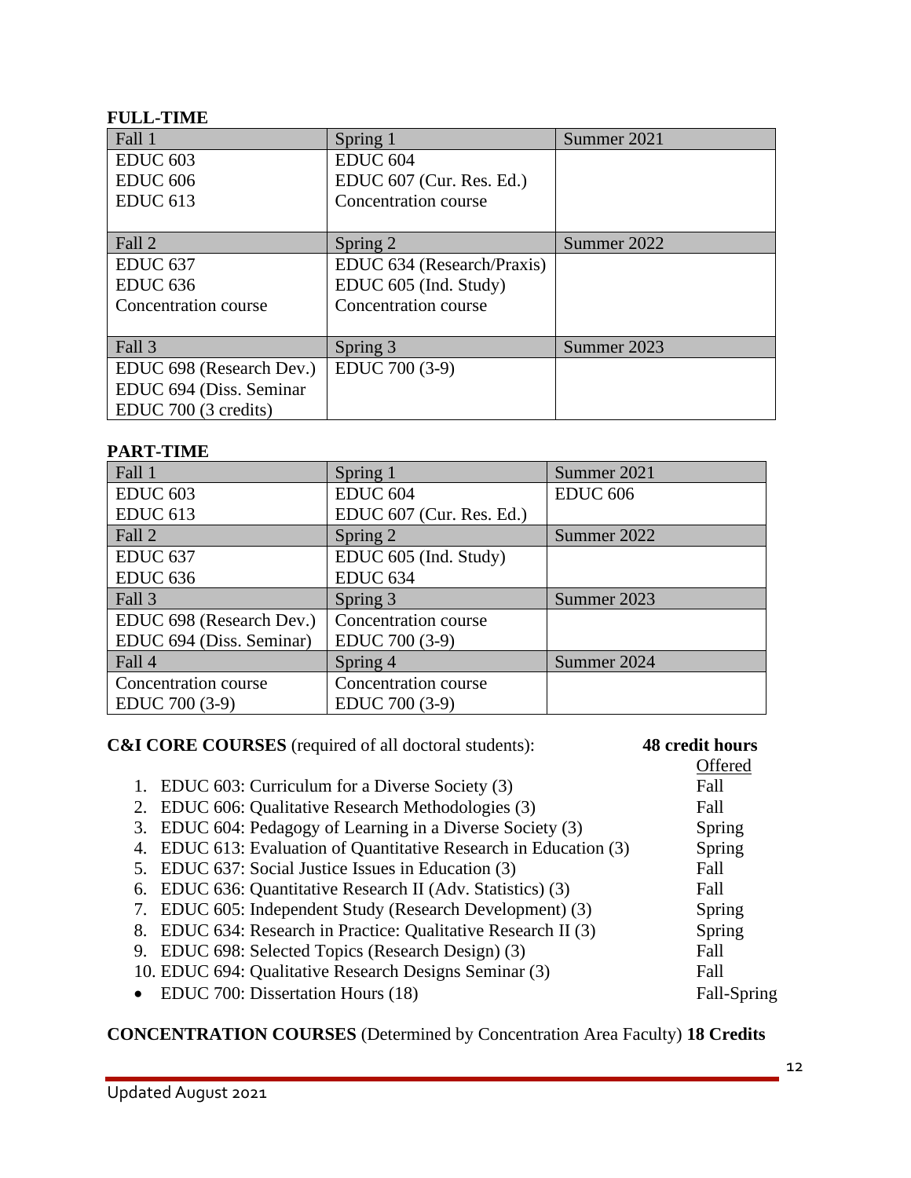**FULL-TIME**

| Fall 1 | Spring 1 | Summer 2021 |
|---|---|---|
| EDUC 603<br>EDUC 606<br>EDUC 613 | EDUC 604<br>EDUC 607 (Cur. Res. Ed.)<br>Concentration course | |
| Fall 2 | Spring 2 | Summer 2022 |
| EDUC 637<br>EDUC 636<br>Concentration course | EDUC 634 (Research/Praxis)<br>EDUC 605 (Ind. Study)<br>Concentration course | |
| Fall 3 | Spring 3 | Summer 2023 |
| EDUC 698 (Research Dev.)<br>EDUC 694 (Diss. Seminar<br>EDUC 700 (3 credits) | EDUC 700 (3-9) | |

**PART-TIME**

| Fall 1 | Spring 1 | Summer 2021 |
|---|---|---|
| EDUC 603<br>EDUC 613 | EDUC 604<br>EDUC 607 (Cur. Res. Ed.) | EDUC 606 |
| Fall 2 | Spring 2 | Summer 2022 |
| EDUC 637<br>EDUC 636 | EDUC 605 (Ind. Study)<br>EDUC 634 | |
| Fall 3 | Spring 3 | Summer 2023 |
| EDUC 698 (Research Dev.)<br>EDUC 694 (Diss. Seminar) | Concentration course<br>EDUC 700 (3-9) | |
| Fall 4 | Spring 4 | Summer 2024 |
| Concentration course<br>EDUC 700 (3-9) | Concentration course<br>EDUC 700 (3-9) | |

**C&I CORE COURSES** (required of all doctoral students): **48 credit hours**

| Course | Offered |
|---|---|
| 1. EDUC 603: Curriculum for a Diverse Society (3) | Fall |
| 2. EDUC 606: Qualitative Research Methodologies (3) | Fall |
| 3. EDUC 604: Pedagogy of Learning in a Diverse Society (3) | Spring |
| 4. EDUC 613: Evaluation of Quantitative Research in Education (3) | Spring |
| 5. EDUC 637: Social Justice Issues in Education (3) | Fall |
| 6. EDUC 636: Quantitative Research II (Adv. Statistics) (3) | Fall |
| 7. EDUC 605: Independent Study (Research Development) (3) | Spring |
| 8. EDUC 634: Research in Practice: Qualitative Research II (3) | Spring |
| 9. EDUC 698: Selected Topics (Research Design) (3) | Fall |
| 10. EDUC 694: Qualitative Research Designs Seminar (3) | Fall |
| • EDUC 700: Dissertation Hours (18) | Fall-Spring |

**CONCENTRATION COURSES** (Determined by Concentration Area Faculty) **18 Credits**

Updated August 2021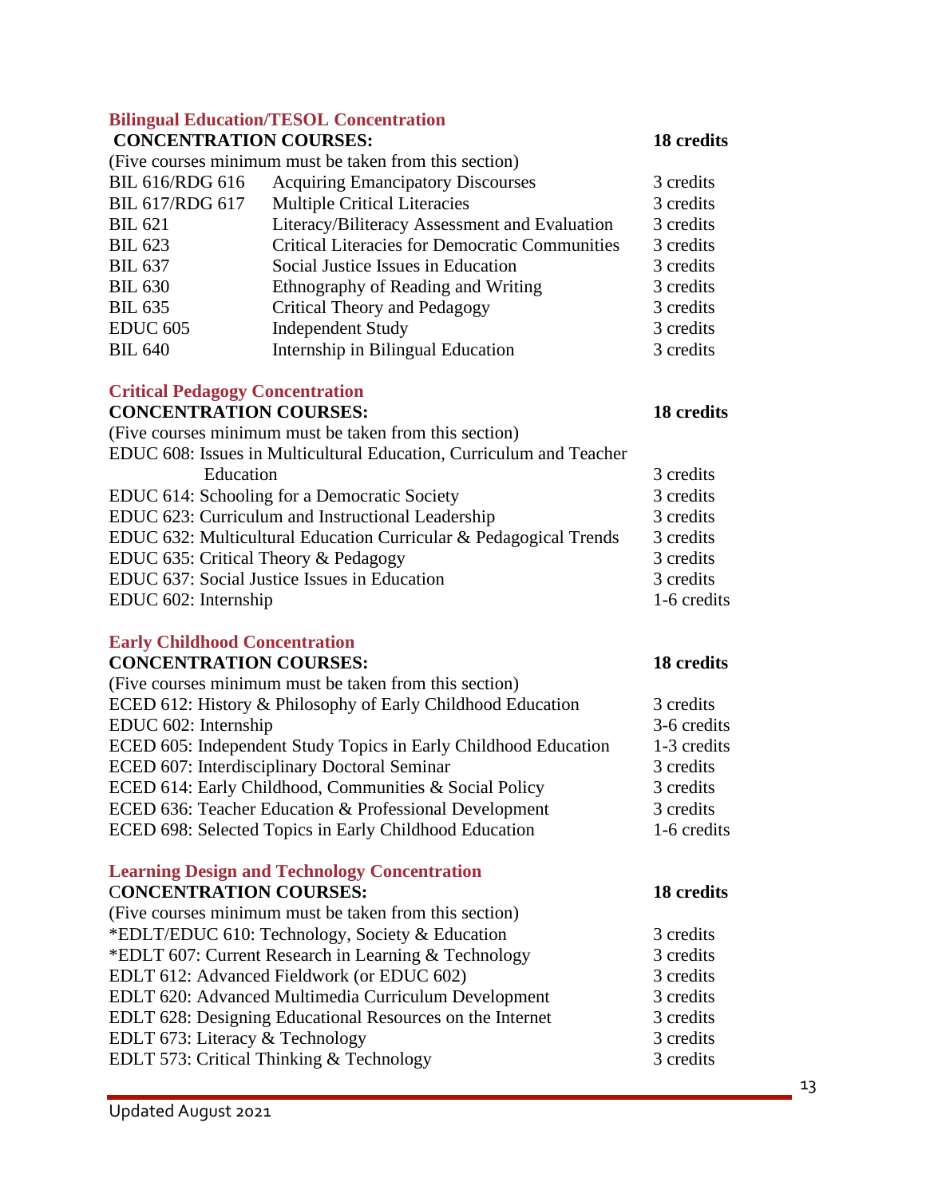### Bilingual Education/TESOL Concentration

| **CONCENTRATION COURSES:** | | **18 credits** |
|---|---|---|
| (Five courses minimum must be taken from this section) | | |
| BIL 616/RDG 616 | Acquiring Emancipatory Discourses | 3 credits |
| BIL 617/RDG 617 | Multiple Critical Literacies | 3 credits |
| BIL 621 | Literacy/Biliteracy Assessment and Evaluation | 3 credits |
| BIL 623 | Critical Literacies for Democratic Communities | 3 credits |
| BIL 637 | Social Justice Issues in Education | 3 credits |
| BIL 630 | Ethnography of Reading and Writing | 3 credits |
| BIL 635 | Critical Theory and Pedagogy | 3 credits |
| EDUC 605 | Independent Study | 3 credits |
| BIL 640 | Internship in Bilingual Education | 3 credits |

### Critical Pedagogy Concentration

| **CONCENTRATION COURSES:** | **18 credits** |
|---|---|
| (Five courses minimum must be taken from this section) | |
| EDUC 608: Issues in Multicultural Education, Curriculum and Teacher Education | 3 credits |
| EDUC 614: Schooling for a Democratic Society | 3 credits |
| EDUC 623: Curriculum and Instructional Leadership | 3 credits |
| EDUC 632: Multicultural Education Curricular & Pedagogical Trends | 3 credits |
| EDUC 635: Critical Theory & Pedagogy | 3 credits |
| EDUC 637: Social Justice Issues in Education | 3 credits |
| EDUC 602: Internship | 1-6 credits |

### Early Childhood Concentration

| **CONCENTRATION COURSES:** | **18 credits** |
|---|---|
| (Five courses minimum must be taken from this section) | |
| ECED 612: History & Philosophy of Early Childhood Education | 3 credits |
| EDUC 602: Internship | 3-6 credits |
| ECED 605: Independent Study Topics in Early Childhood Education | 1-3 credits |
| ECED 607: Interdisciplinary Doctoral Seminar | 3 credits |
| ECED 614: Early Childhood, Communities & Social Policy | 3 credits |
| ECED 636: Teacher Education & Professional Development | 3 credits |
| ECED 698: Selected Topics in Early Childhood Education | 1-6 credits |

### Learning Design and Technology Concentration

| **CONCENTRATION COURSES:** | **18 credits** |
|---|---|
| (Five courses minimum must be taken from this section) | |
| *EDLT/EDUC 610: Technology, Society & Education | 3 credits |
| *EDLT 607: Current Research in Learning & Technology | 3 credits |
| EDLT 612: Advanced Fieldwork (or EDUC 602) | 3 credits |
| EDLT 620: Advanced Multimedia Curriculum Development | 3 credits |
| EDLT 628: Designing Educational Resources on the Internet | 3 credits |
| EDLT 673: Literacy & Technology | 3 credits |
| EDLT 573: Critical Thinking & Technology | 3 credits |

Updated August 2021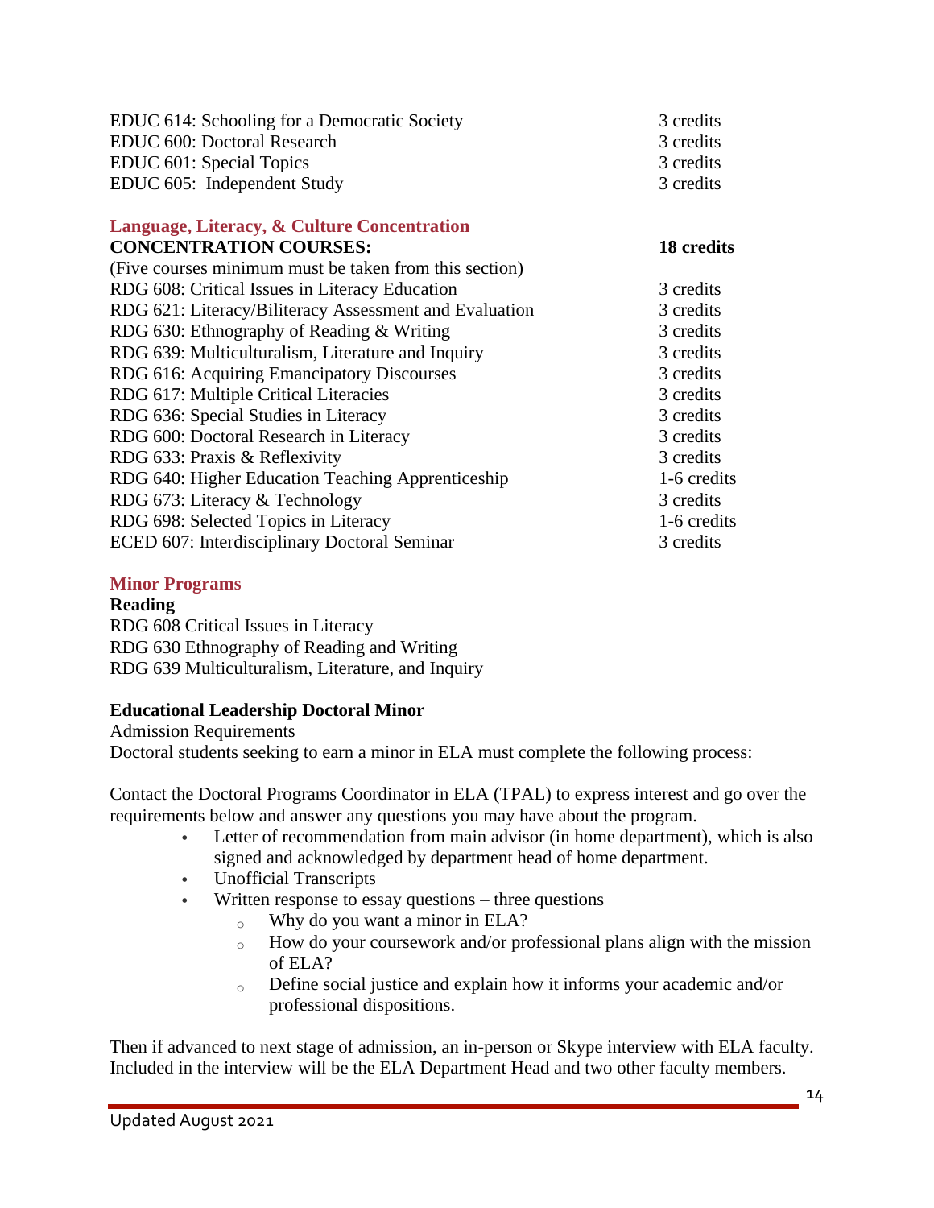| | |
|---|---|
| EDUC 614: Schooling for a Democratic Society | 3 credits |
| EDUC 600: Doctoral Research | 3 credits |
| EDUC 601: Special Topics | 3 credits |
| EDUC 605: Independent Study | 3 credits |

## Language, Literacy, & Culture Concentration

| **CONCENTRATION COURSES:** | **18 credits** |
|---|---|
| (Five courses minimum must be taken from this section) | |
| RDG 608: Critical Issues in Literacy Education | 3 credits |
| RDG 621: Literacy/Biliteracy Assessment and Evaluation | 3 credits |
| RDG 630: Ethnography of Reading & Writing | 3 credits |
| RDG 639: Multiculturalism, Literature and Inquiry | 3 credits |
| RDG 616: Acquiring Emancipatory Discourses | 3 credits |
| RDG 617: Multiple Critical Literacies | 3 credits |
| RDG 636: Special Studies in Literacy | 3 credits |
| RDG 600: Doctoral Research in Literacy | 3 credits |
| RDG 633: Praxis & Reflexivity | 3 credits |
| RDG 640: Higher Education Teaching Apprenticeship | 1-6 credits |
| RDG 673: Literacy & Technology | 3 credits |
| RDG 698: Selected Topics in Literacy | 1-6 credits |
| ECED 607: Interdisciplinary Doctoral Seminar | 3 credits |

## Minor Programs

**Reading**

RDG 608 Critical Issues in Literacy
RDG 630 Ethnography of Reading and Writing
RDG 639 Multiculturalism, Literature, and Inquiry

**Educational Leadership Doctoral Minor**

Admission Requirements
Doctoral students seeking to earn a minor in ELA must complete the following process:

Contact the Doctoral Programs Coordinator in ELA (TPAL) to express interest and go over the requirements below and answer any questions you may have about the program.

- Letter of recommendation from main advisor (in home department), which is also signed and acknowledged by department head of home department.
- Unofficial Transcripts
- Written response to essay questions – three questions
  - Why do you want a minor in ELA?
  - How do your coursework and/or professional plans align with the mission of ELA?
  - Define social justice and explain how it informs your academic and/or professional dispositions.

Then if advanced to next stage of admission, an in-person or Skype interview with ELA faculty. Included in the interview will be the ELA Department Head and two other faculty members.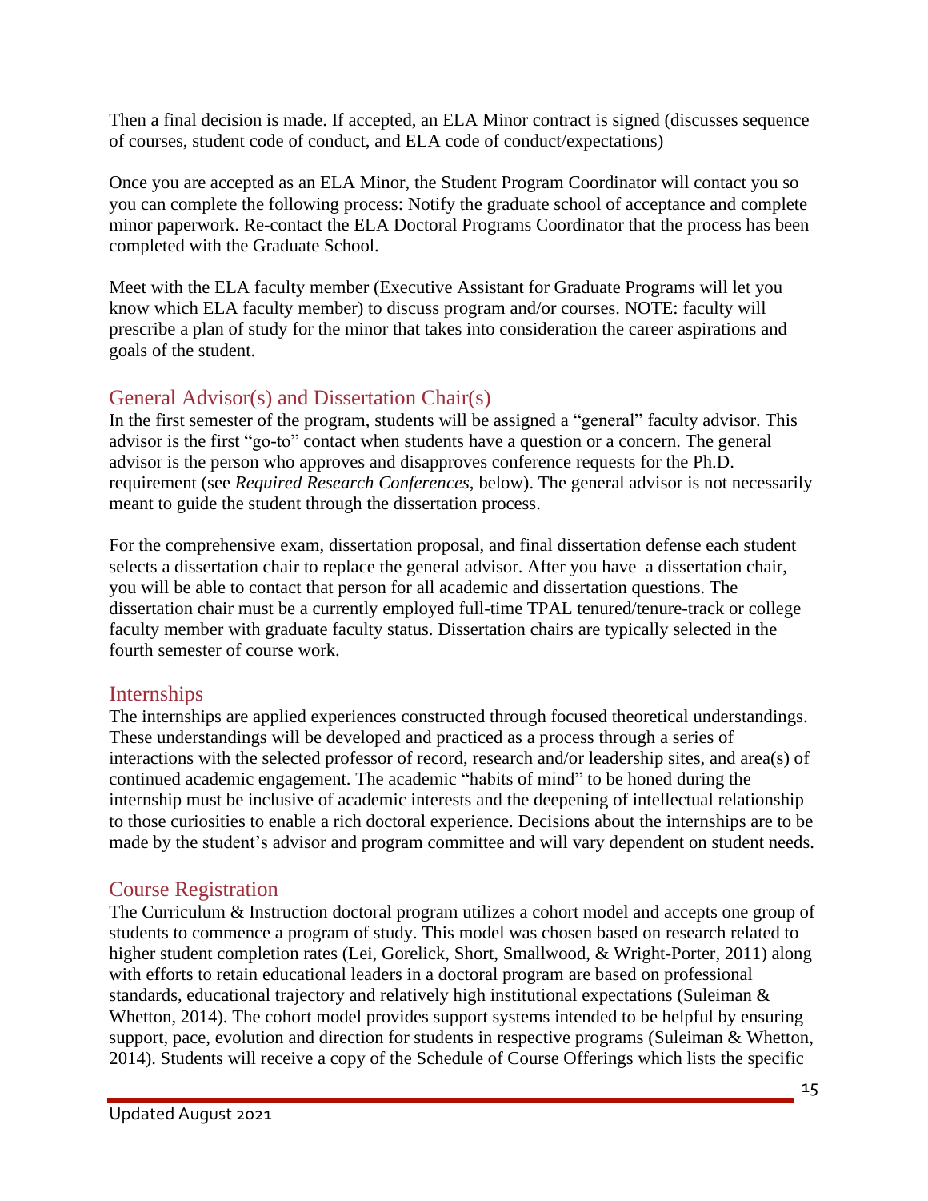Then a final decision is made. If accepted, an ELA Minor contract is signed (discusses sequence of courses, student code of conduct, and ELA code of conduct/expectations)

Once you are accepted as an ELA Minor, the Student Program Coordinator will contact you so you can complete the following process: Notify the graduate school of acceptance and complete minor paperwork. Re-contact the ELA Doctoral Programs Coordinator that the process has been completed with the Graduate School.

Meet with the ELA faculty member (Executive Assistant for Graduate Programs will let you know which ELA faculty member) to discuss program and/or courses. NOTE: faculty will prescribe a plan of study for the minor that takes into consideration the career aspirations and goals of the student.

## General Advisor(s) and Dissertation Chair(s)

In the first semester of the program, students will be assigned a "general" faculty advisor. This advisor is the first "go-to" contact when students have a question or a concern. The general advisor is the person who approves and disapproves conference requests for the Ph.D. requirement (see *Required Research Conferences*, below). The general advisor is not necessarily meant to guide the student through the dissertation process.

For the comprehensive exam, dissertation proposal, and final dissertation defense each student selects a dissertation chair to replace the general advisor. After you have a dissertation chair, you will be able to contact that person for all academic and dissertation questions. The dissertation chair must be a currently employed full-time TPAL tenured/tenure-track or college faculty member with graduate faculty status. Dissertation chairs are typically selected in the fourth semester of course work.

## Internships

The internships are applied experiences constructed through focused theoretical understandings. These understandings will be developed and practiced as a process through a series of interactions with the selected professor of record, research and/or leadership sites, and area(s) of continued academic engagement. The academic "habits of mind" to be honed during the internship must be inclusive of academic interests and the deepening of intellectual relationship to those curiosities to enable a rich doctoral experience. Decisions about the internships are to be made by the student's advisor and program committee and will vary dependent on student needs.

## Course Registration

The Curriculum & Instruction doctoral program utilizes a cohort model and accepts one group of students to commence a program of study. This model was chosen based on research related to higher student completion rates (Lei, Gorelick, Short, Smallwood, & Wright-Porter, 2011) along with efforts to retain educational leaders in a doctoral program are based on professional standards, educational trajectory and relatively high institutional expectations (Suleiman & Whetton, 2014). The cohort model provides support systems intended to be helpful by ensuring support, pace, evolution and direction for students in respective programs (Suleiman & Whetton, 2014). Students will receive a copy of the Schedule of Course Offerings which lists the specific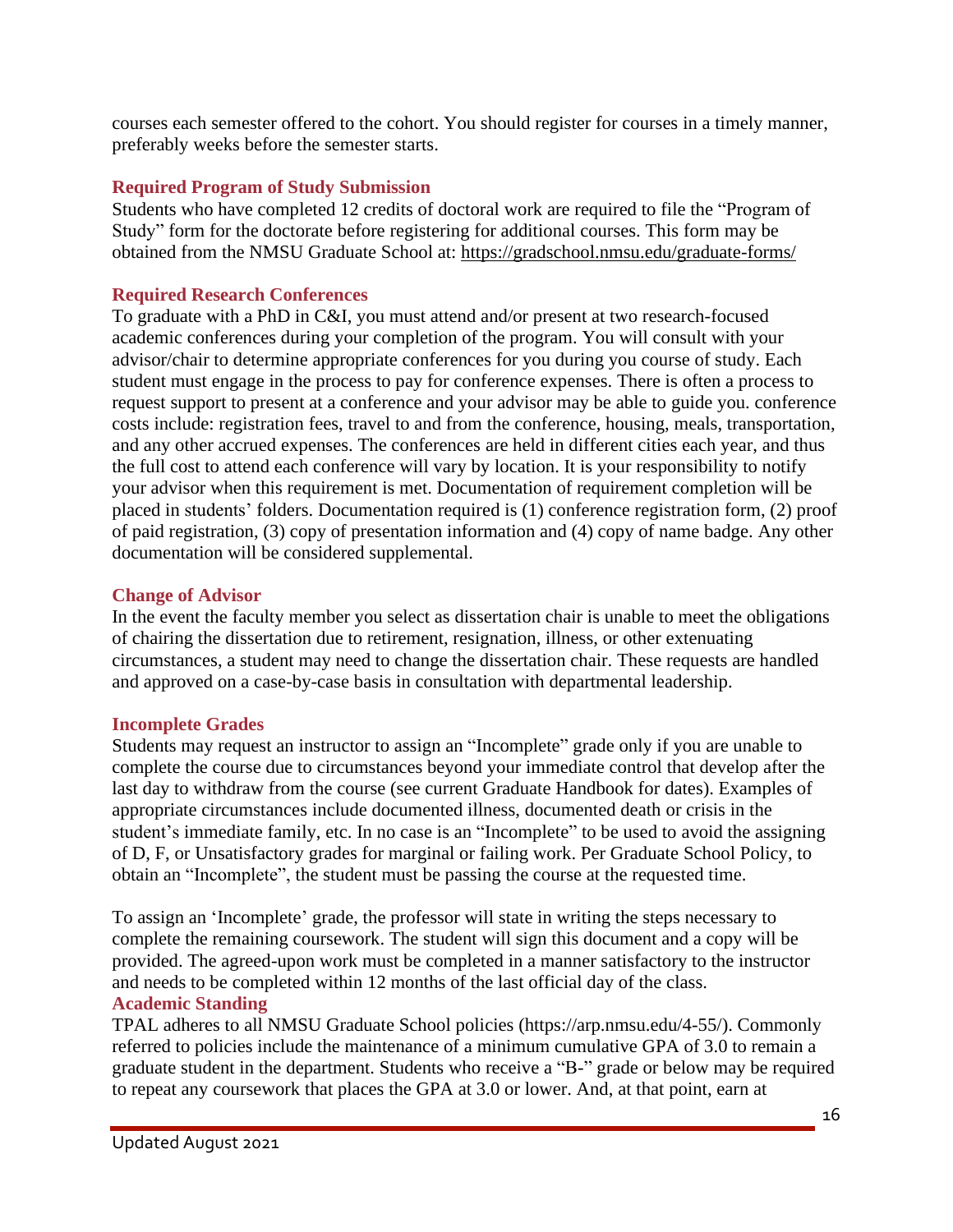courses each semester offered to the cohort. You should register for courses in a timely manner, preferably weeks before the semester starts.

### Required Program of Study Submission

Students who have completed 12 credits of doctoral work are required to file the "Program of Study" form for the doctorate before registering for additional courses. This form may be obtained from the NMSU Graduate School at: https://gradschool.nmsu.edu/graduate-forms/

### Required Research Conferences

To graduate with a PhD in C&I, you must attend and/or present at two research-focused academic conferences during your completion of the program. You will consult with your advisor/chair to determine appropriate conferences for you during you course of study. Each student must engage in the process to pay for conference expenses. There is often a process to request support to present at a conference and your advisor may be able to guide you. conference costs include: registration fees, travel to and from the conference, housing, meals, transportation, and any other accrued expenses. The conferences are held in different cities each year, and thus the full cost to attend each conference will vary by location. It is your responsibility to notify your advisor when this requirement is met. Documentation of requirement completion will be placed in students' folders. Documentation required is (1) conference registration form, (2) proof of paid registration, (3) copy of presentation information and (4) copy of name badge. Any other documentation will be considered supplemental.

### Change of Advisor

In the event the faculty member you select as dissertation chair is unable to meet the obligations of chairing the dissertation due to retirement, resignation, illness, or other extenuating circumstances, a student may need to change the dissertation chair. These requests are handled and approved on a case-by-case basis in consultation with departmental leadership.

### Incomplete Grades

Students may request an instructor to assign an "Incomplete" grade only if you are unable to complete the course due to circumstances beyond your immediate control that develop after the last day to withdraw from the course (see current Graduate Handbook for dates). Examples of appropriate circumstances include documented illness, documented death or crisis in the student's immediate family, etc. In no case is an "Incomplete" to be used to avoid the assigning of D, F, or Unsatisfactory grades for marginal or failing work. Per Graduate School Policy, to obtain an "Incomplete", the student must be passing the course at the requested time.

To assign an 'Incomplete' grade, the professor will state in writing the steps necessary to complete the remaining coursework. The student will sign this document and a copy will be provided. The agreed-upon work must be completed in a manner satisfactory to the instructor and needs to be completed within 12 months of the last official day of the class.

### Academic Standing

TPAL adheres to all NMSU Graduate School policies (https://arp.nmsu.edu/4-55/). Commonly referred to policies include the maintenance of a minimum cumulative GPA of 3.0 to remain a graduate student in the department. Students who receive a "B-" grade or below may be required to repeat any coursework that places the GPA at 3.0 or lower. And, at that point, earn at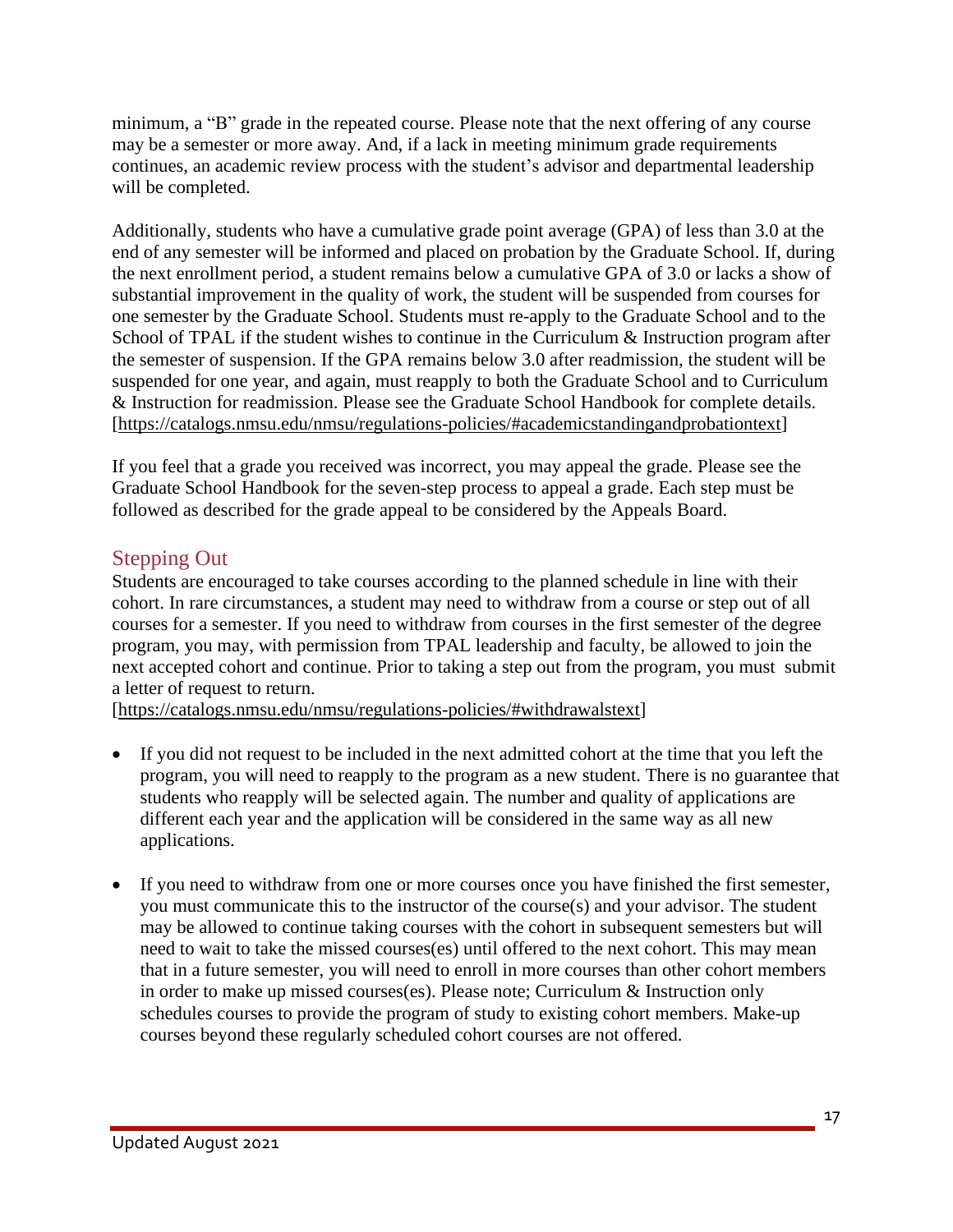minimum, a "B" grade in the repeated course. Please note that the next offering of any course may be a semester or more away. And, if a lack in meeting minimum grade requirements continues, an academic review process with the student's advisor and departmental leadership will be completed.

Additionally, students who have a cumulative grade point average (GPA) of less than 3.0 at the end of any semester will be informed and placed on probation by the Graduate School. If, during the next enrollment period, a student remains below a cumulative GPA of 3.0 or lacks a show of substantial improvement in the quality of work, the student will be suspended from courses for one semester by the Graduate School. Students must re-apply to the Graduate School and to the School of TPAL if the student wishes to continue in the Curriculum & Instruction program after the semester of suspension. If the GPA remains below 3.0 after readmission, the student will be suspended for one year, and again, must reapply to both the Graduate School and to Curriculum & Instruction for readmission. Please see the Graduate School Handbook for complete details. [https://catalogs.nmsu.edu/nmsu/regulations-policies/#academicstandingandprobationtext]

If you feel that a grade you received was incorrect, you may appeal the grade. Please see the Graduate School Handbook for the seven-step process to appeal a grade. Each step must be followed as described for the grade appeal to be considered by the Appeals Board.

## Stepping Out

Students are encouraged to take courses according to the planned schedule in line with their cohort. In rare circumstances, a student may need to withdraw from a course or step out of all courses for a semester. If you need to withdraw from courses in the first semester of the degree program, you may, with permission from TPAL leadership and faculty, be allowed to join the next accepted cohort and continue. Prior to taking a step out from the program, you must submit a letter of request to return.
[https://catalogs.nmsu.edu/nmsu/regulations-policies/#withdrawalstext]

- If you did not request to be included in the next admitted cohort at the time that you left the program, you will need to reapply to the program as a new student. There is no guarantee that students who reapply will be selected again. The number and quality of applications are different each year and the application will be considered in the same way as all new applications.

- If you need to withdraw from one or more courses once you have finished the first semester, you must communicate this to the instructor of the course(s) and your advisor. The student may be allowed to continue taking courses with the cohort in subsequent semesters but will need to wait to take the missed courses(es) until offered to the next cohort. This may mean that in a future semester, you will need to enroll in more courses than other cohort members in order to make up missed courses(es). Please note; Curriculum & Instruction only schedules courses to provide the program of study to existing cohort members. Make-up courses beyond these regularly scheduled cohort courses are not offered.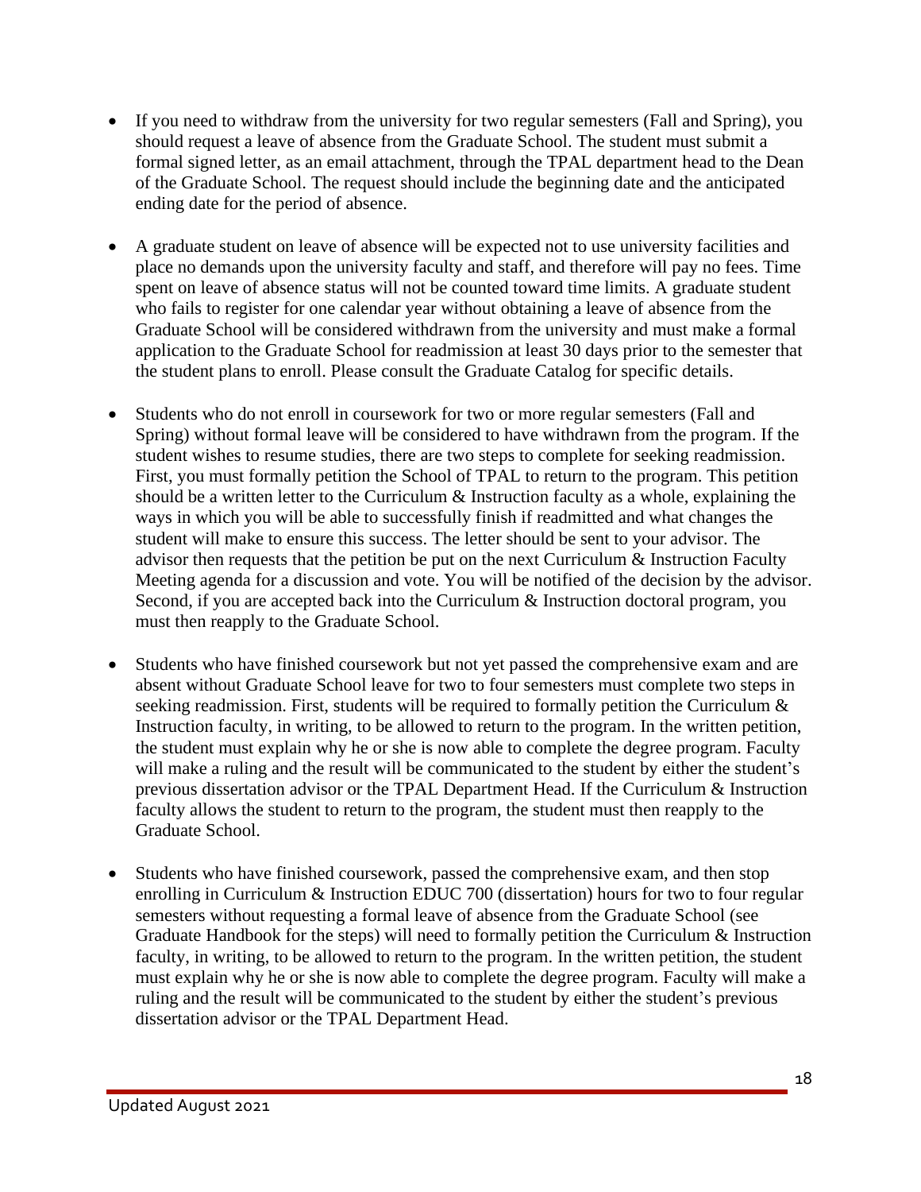- If you need to withdraw from the university for two regular semesters (Fall and Spring), you should request a leave of absence from the Graduate School. The student must submit a formal signed letter, as an email attachment, through the TPAL department head to the Dean of the Graduate School. The request should include the beginning date and the anticipated ending date for the period of absence.

- A graduate student on leave of absence will be expected not to use university facilities and place no demands upon the university faculty and staff, and therefore will pay no fees. Time spent on leave of absence status will not be counted toward time limits. A graduate student who fails to register for one calendar year without obtaining a leave of absence from the Graduate School will be considered withdrawn from the university and must make a formal application to the Graduate School for readmission at least 30 days prior to the semester that the student plans to enroll. Please consult the Graduate Catalog for specific details.

- Students who do not enroll in coursework for two or more regular semesters (Fall and Spring) without formal leave will be considered to have withdrawn from the program. If the student wishes to resume studies, there are two steps to complete for seeking readmission. First, you must formally petition the School of TPAL to return to the program. This petition should be a written letter to the Curriculum & Instruction faculty as a whole, explaining the ways in which you will be able to successfully finish if readmitted and what changes the student will make to ensure this success. The letter should be sent to your advisor. The advisor then requests that the petition be put on the next Curriculum & Instruction Faculty Meeting agenda for a discussion and vote. You will be notified of the decision by the advisor. Second, if you are accepted back into the Curriculum & Instruction doctoral program, you must then reapply to the Graduate School.

- Students who have finished coursework but not yet passed the comprehensive exam and are absent without Graduate School leave for two to four semesters must complete two steps in seeking readmission. First, students will be required to formally petition the Curriculum & Instruction faculty, in writing, to be allowed to return to the program. In the written petition, the student must explain why he or she is now able to complete the degree program. Faculty will make a ruling and the result will be communicated to the student by either the student's previous dissertation advisor or the TPAL Department Head. If the Curriculum & Instruction faculty allows the student to return to the program, the student must then reapply to the Graduate School.

- Students who have finished coursework, passed the comprehensive exam, and then stop enrolling in Curriculum & Instruction EDUC 700 (dissertation) hours for two to four regular semesters without requesting a formal leave of absence from the Graduate School (see Graduate Handbook for the steps) will need to formally petition the Curriculum & Instruction faculty, in writing, to be allowed to return to the program. In the written petition, the student must explain why he or she is now able to complete the degree program. Faculty will make a ruling and the result will be communicated to the student by either the student's previous dissertation advisor or the TPAL Department Head.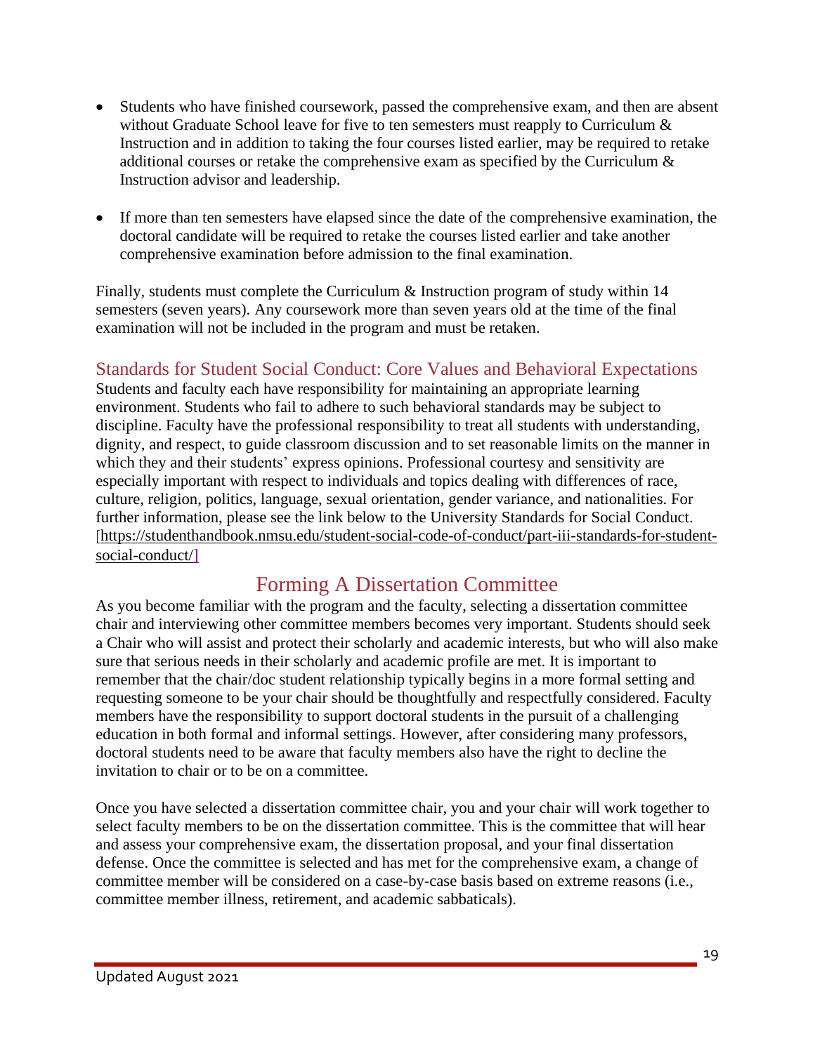- Students who have finished coursework, passed the comprehensive exam, and then are absent without Graduate School leave for five to ten semesters must reapply to Curriculum & Instruction and in addition to taking the four courses listed earlier, may be required to retake additional courses or retake the comprehensive exam as specified by the Curriculum & Instruction advisor and leadership.

- If more than ten semesters have elapsed since the date of the comprehensive examination, the doctoral candidate will be required to retake the courses listed earlier and take another comprehensive examination before admission to the final examination.

Finally, students must complete the Curriculum & Instruction program of study within 14 semesters (seven years). Any coursework more than seven years old at the time of the final examination will not be included in the program and must be retaken.

## Standards for Student Social Conduct: Core Values and Behavioral Expectations

Students and faculty each have responsibility for maintaining an appropriate learning environment. Students who fail to adhere to such behavioral standards may be subject to discipline. Faculty have the professional responsibility to treat all students with understanding, dignity, and respect, to guide classroom discussion and to set reasonable limits on the manner in which they and their students' express opinions. Professional courtesy and sensitivity are especially important with respect to individuals and topics dealing with differences of race, culture, religion, politics, language, sexual orientation, gender variance, and nationalities. For further information, please see the link below to the University Standards for Social Conduct. [https://studenthandbook.nmsu.edu/student-social-code-of-conduct/part-iii-standards-for-student-social-conduct/]

# Forming A Dissertation Committee

As you become familiar with the program and the faculty, selecting a dissertation committee chair and interviewing other committee members becomes very important. Students should seek a Chair who will assist and protect their scholarly and academic interests, but who will also make sure that serious needs in their scholarly and academic profile are met. It is important to remember that the chair/doc student relationship typically begins in a more formal setting and requesting someone to be your chair should be thoughtfully and respectfully considered. Faculty members have the responsibility to support doctoral students in the pursuit of a challenging education in both formal and informal settings. However, after considering many professors, doctoral students need to be aware that faculty members also have the right to decline the invitation to chair or to be on a committee.

Once you have selected a dissertation committee chair, you and your chair will work together to select faculty members to be on the dissertation committee. This is the committee that will hear and assess your comprehensive exam, the dissertation proposal, and your final dissertation defense. Once the committee is selected and has met for the comprehensive exam, a change of committee member will be considered on a case-by-case basis based on extreme reasons (i.e., committee member illness, retirement, and academic sabbaticals).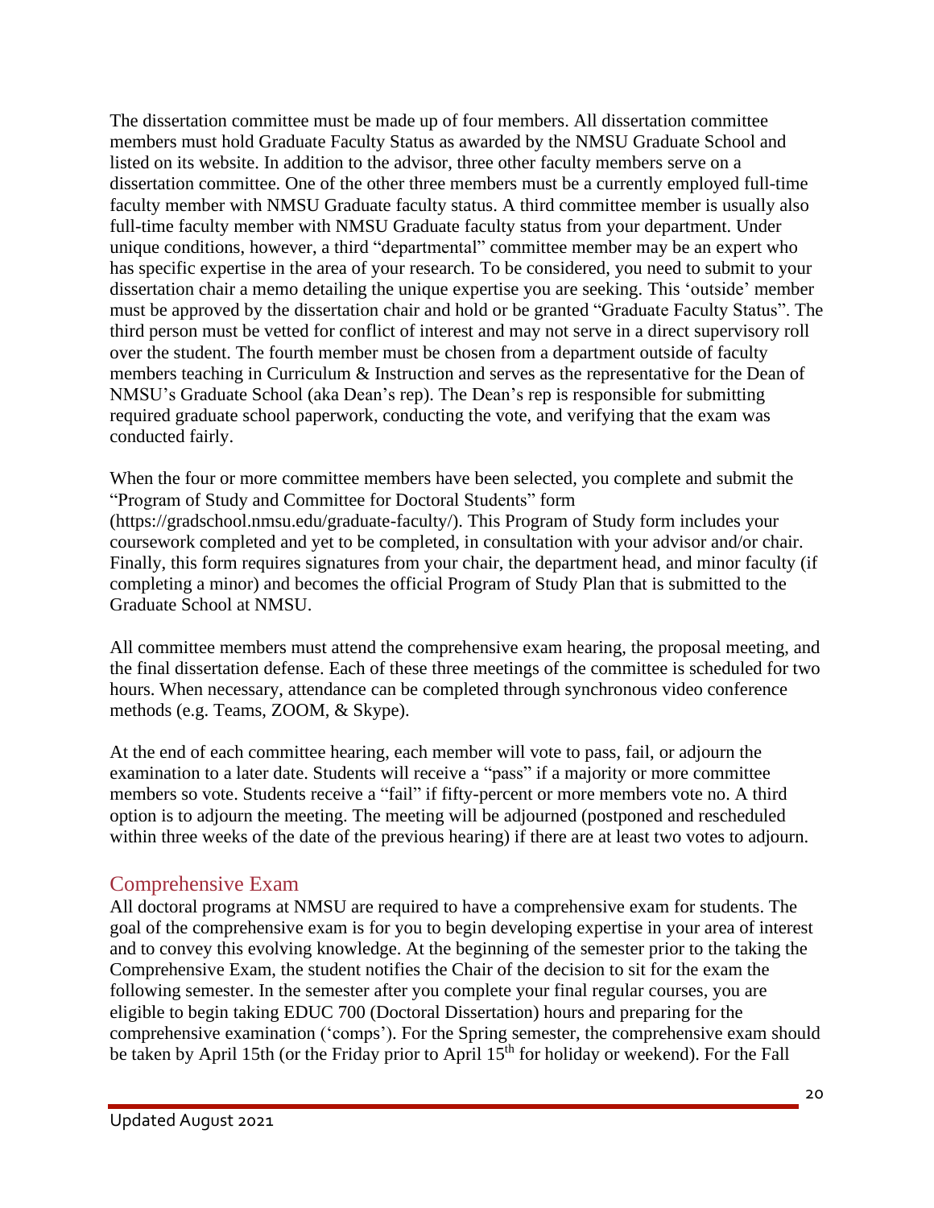The dissertation committee must be made up of four members. All dissertation committee members must hold Graduate Faculty Status as awarded by the NMSU Graduate School and listed on its website. In addition to the advisor, three other faculty members serve on a dissertation committee. One of the other three members must be a currently employed full-time faculty member with NMSU Graduate faculty status. A third committee member is usually also full-time faculty member with NMSU Graduate faculty status from your department. Under unique conditions, however, a third "departmental" committee member may be an expert who has specific expertise in the area of your research. To be considered, you need to submit to your dissertation chair a memo detailing the unique expertise you are seeking. This 'outside' member must be approved by the dissertation chair and hold or be granted "Graduate Faculty Status". The third person must be vetted for conflict of interest and may not serve in a direct supervisory roll over the student. The fourth member must be chosen from a department outside of faculty members teaching in Curriculum & Instruction and serves as the representative for the Dean of NMSU's Graduate School (aka Dean's rep). The Dean's rep is responsible for submitting required graduate school paperwork, conducting the vote, and verifying that the exam was conducted fairly.

When the four or more committee members have been selected, you complete and submit the "Program of Study and Committee for Doctoral Students" form (https://gradschool.nmsu.edu/graduate-faculty/). This Program of Study form includes your coursework completed and yet to be completed, in consultation with your advisor and/or chair. Finally, this form requires signatures from your chair, the department head, and minor faculty (if completing a minor) and becomes the official Program of Study Plan that is submitted to the Graduate School at NMSU.

All committee members must attend the comprehensive exam hearing, the proposal meeting, and the final dissertation defense. Each of these three meetings of the committee is scheduled for two hours. When necessary, attendance can be completed through synchronous video conference methods (e.g. Teams, ZOOM, & Skype).

At the end of each committee hearing, each member will vote to pass, fail, or adjourn the examination to a later date. Students will receive a "pass" if a majority or more committee members so vote. Students receive a "fail" if fifty-percent or more members vote no. A third option is to adjourn the meeting. The meeting will be adjourned (postponed and rescheduled within three weeks of the date of the previous hearing) if there are at least two votes to adjourn.

## Comprehensive Exam

All doctoral programs at NMSU are required to have a comprehensive exam for students. The goal of the comprehensive exam is for you to begin developing expertise in your area of interest and to convey this evolving knowledge. At the beginning of the semester prior to the taking the Comprehensive Exam, the student notifies the Chair of the decision to sit for the exam the following semester. In the semester after you complete your final regular courses, you are eligible to begin taking EDUC 700 (Doctoral Dissertation) hours and preparing for the comprehensive examination ('comps'). For the Spring semester, the comprehensive exam should be taken by April 15th (or the Friday prior to April 15th for holiday or weekend). For the Fall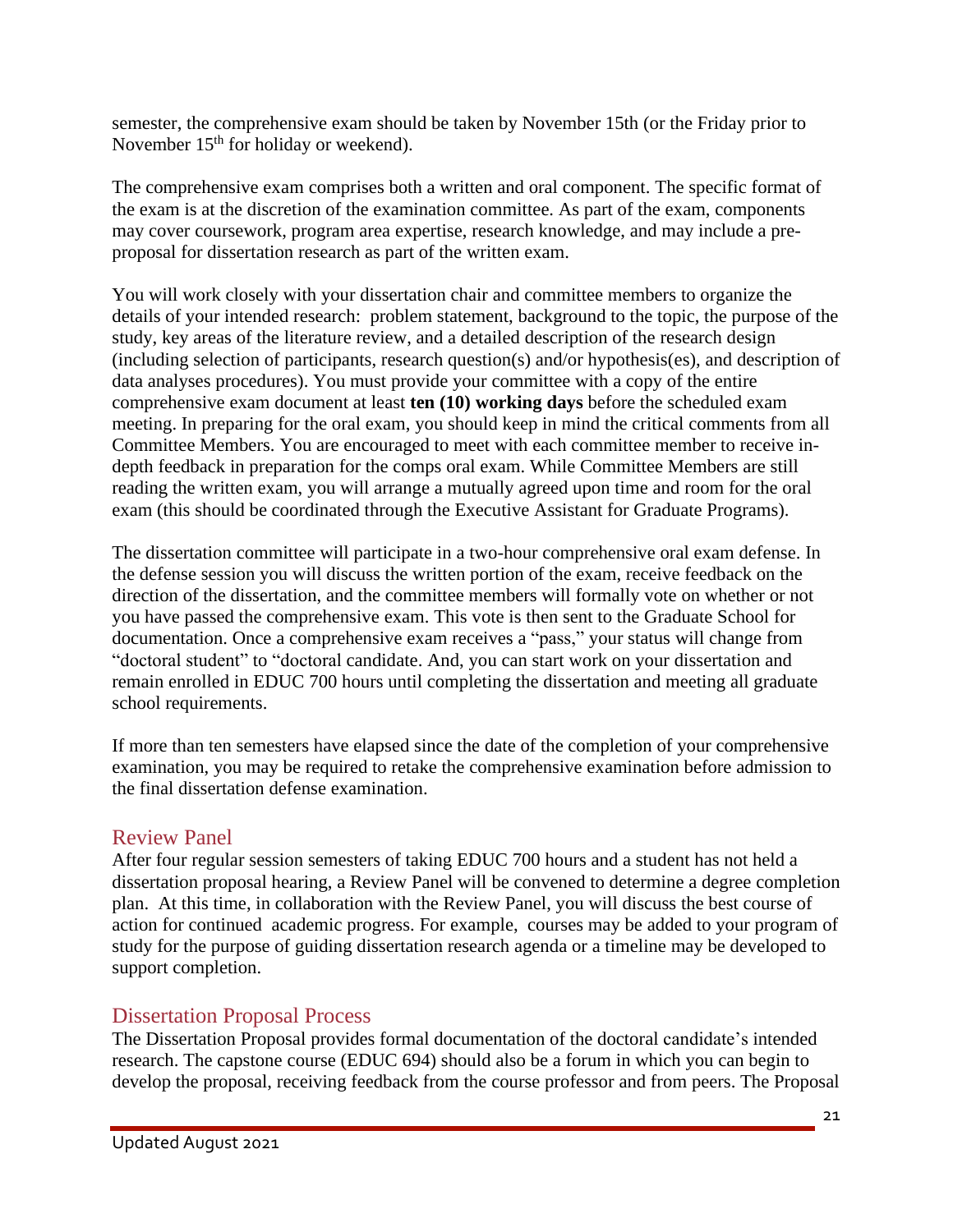semester, the comprehensive exam should be taken by November 15th (or the Friday prior to November 15th for holiday or weekend).

The comprehensive exam comprises both a written and oral component. The specific format of the exam is at the discretion of the examination committee. As part of the exam, components may cover coursework, program area expertise, research knowledge, and may include a pre-proposal for dissertation research as part of the written exam.

You will work closely with your dissertation chair and committee members to organize the details of your intended research: problem statement, background to the topic, the purpose of the study, key areas of the literature review, and a detailed description of the research design (including selection of participants, research question(s) and/or hypothesis(es), and description of data analyses procedures). You must provide your committee with a copy of the entire comprehensive exam document at least **ten (10) working days** before the scheduled exam meeting. In preparing for the oral exam, you should keep in mind the critical comments from all Committee Members. You are encouraged to meet with each committee member to receive in-depth feedback in preparation for the comps oral exam. While Committee Members are still reading the written exam, you will arrange a mutually agreed upon time and room for the oral exam (this should be coordinated through the Executive Assistant for Graduate Programs).

The dissertation committee will participate in a two-hour comprehensive oral exam defense. In the defense session you will discuss the written portion of the exam, receive feedback on the direction of the dissertation, and the committee members will formally vote on whether or not you have passed the comprehensive exam. This vote is then sent to the Graduate School for documentation. Once a comprehensive exam receives a "pass," your status will change from "doctoral student" to "doctoral candidate. And, you can start work on your dissertation and remain enrolled in EDUC 700 hours until completing the dissertation and meeting all graduate school requirements.

If more than ten semesters have elapsed since the date of the completion of your comprehensive examination, you may be required to retake the comprehensive examination before admission to the final dissertation defense examination.

## Review Panel

After four regular session semesters of taking EDUC 700 hours and a student has not held a dissertation proposal hearing, a Review Panel will be convened to determine a degree completion plan. At this time, in collaboration with the Review Panel, you will discuss the best course of action for continued academic progress. For example, courses may be added to your program of study for the purpose of guiding dissertation research agenda or a timeline may be developed to support completion.

## Dissertation Proposal Process

The Dissertation Proposal provides formal documentation of the doctoral candidate's intended research. The capstone course (EDUC 694) should also be a forum in which you can begin to develop the proposal, receiving feedback from the course professor and from peers. The Proposal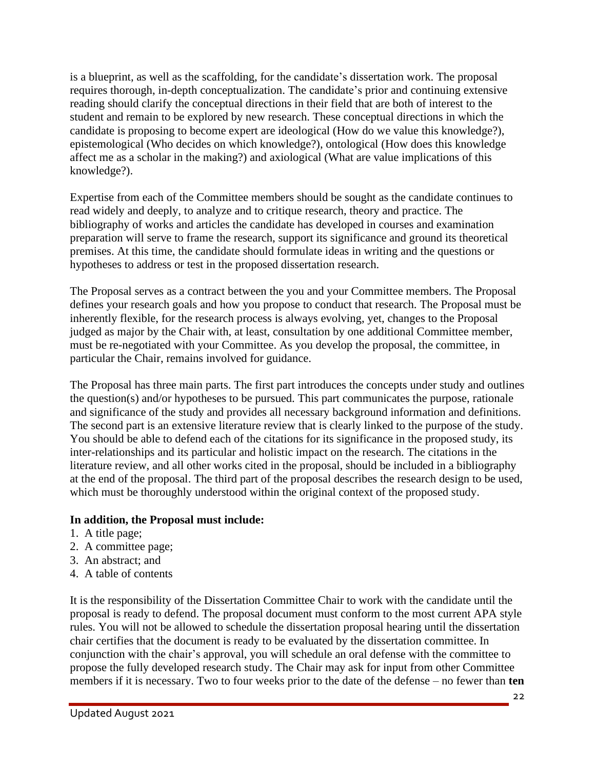is a blueprint, as well as the scaffolding, for the candidate's dissertation work. The proposal requires thorough, in-depth conceptualization. The candidate's prior and continuing extensive reading should clarify the conceptual directions in their field that are both of interest to the student and remain to be explored by new research. These conceptual directions in which the candidate is proposing to become expert are ideological (How do we value this knowledge?), epistemological (Who decides on which knowledge?), ontological (How does this knowledge affect me as a scholar in the making?) and axiological (What are value implications of this knowledge?).

Expertise from each of the Committee members should be sought as the candidate continues to read widely and deeply, to analyze and to critique research, theory and practice. The bibliography of works and articles the candidate has developed in courses and examination preparation will serve to frame the research, support its significance and ground its theoretical premises. At this time, the candidate should formulate ideas in writing and the questions or hypotheses to address or test in the proposed dissertation research.

The Proposal serves as a contract between the you and your Committee members. The Proposal defines your research goals and how you propose to conduct that research. The Proposal must be inherently flexible, for the research process is always evolving, yet, changes to the Proposal judged as major by the Chair with, at least, consultation by one additional Committee member, must be re-negotiated with your Committee. As you develop the proposal, the committee, in particular the Chair, remains involved for guidance.

The Proposal has three main parts. The first part introduces the concepts under study and outlines the question(s) and/or hypotheses to be pursued. This part communicates the purpose, rationale and significance of the study and provides all necessary background information and definitions. The second part is an extensive literature review that is clearly linked to the purpose of the study. You should be able to defend each of the citations for its significance in the proposed study, its inter-relationships and its particular and holistic impact on the research. The citations in the literature review, and all other works cited in the proposal, should be included in a bibliography at the end of the proposal. The third part of the proposal describes the research design to be used, which must be thoroughly understood within the original context of the proposed study.

**In addition, the Proposal must include:**

1. A title page;
2. A committee page;
3. An abstract; and
4. A table of contents

It is the responsibility of the Dissertation Committee Chair to work with the candidate until the proposal is ready to defend. The proposal document must conform to the most current APA style rules. You will not be allowed to schedule the dissertation proposal hearing until the dissertation chair certifies that the document is ready to be evaluated by the dissertation committee. In conjunction with the chair's approval, you will schedule an oral defense with the committee to propose the fully developed research study. The Chair may ask for input from other Committee members if it is necessary. Two to four weeks prior to the date of the defense – no fewer than **ten**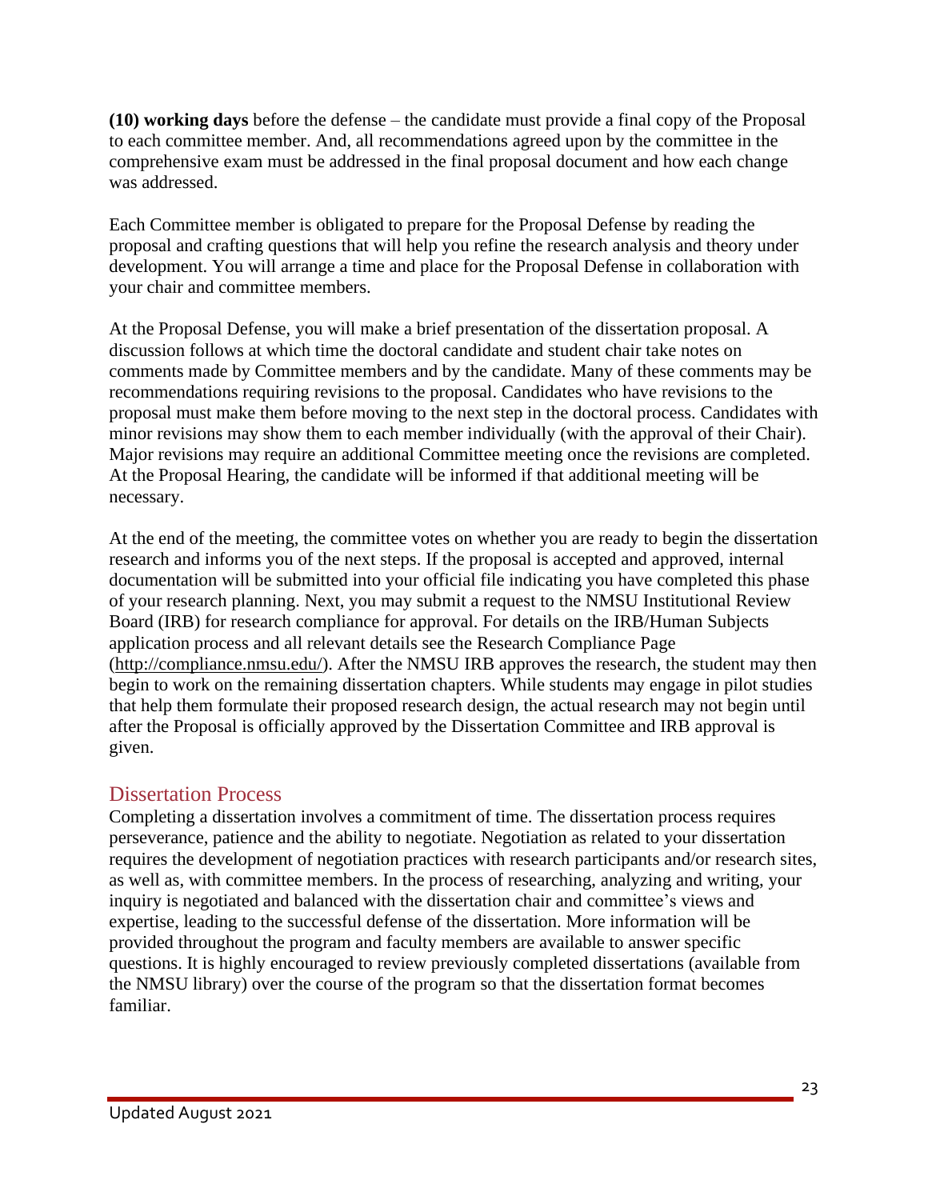**(10) working days** before the defense – the candidate must provide a final copy of the Proposal to each committee member. And, all recommendations agreed upon by the committee in the comprehensive exam must be addressed in the final proposal document and how each change was addressed.

Each Committee member is obligated to prepare for the Proposal Defense by reading the proposal and crafting questions that will help you refine the research analysis and theory under development. You will arrange a time and place for the Proposal Defense in collaboration with your chair and committee members.

At the Proposal Defense, you will make a brief presentation of the dissertation proposal. A discussion follows at which time the doctoral candidate and student chair take notes on comments made by Committee members and by the candidate. Many of these comments may be recommendations requiring revisions to the proposal. Candidates who have revisions to the proposal must make them before moving to the next step in the doctoral process. Candidates with minor revisions may show them to each member individually (with the approval of their Chair). Major revisions may require an additional Committee meeting once the revisions are completed. At the Proposal Hearing, the candidate will be informed if that additional meeting will be necessary.

At the end of the meeting, the committee votes on whether you are ready to begin the dissertation research and informs you of the next steps. If the proposal is accepted and approved, internal documentation will be submitted into your official file indicating you have completed this phase of your research planning. Next, you may submit a request to the NMSU Institutional Review Board (IRB) for research compliance for approval. For details on the IRB/Human Subjects application process and all relevant details see the Research Compliance Page (http://compliance.nmsu.edu/). After the NMSU IRB approves the research, the student may then begin to work on the remaining dissertation chapters. While students may engage in pilot studies that help them formulate their proposed research design, the actual research may not begin until after the Proposal is officially approved by the Dissertation Committee and IRB approval is given.

## Dissertation Process

Completing a dissertation involves a commitment of time. The dissertation process requires perseverance, patience and the ability to negotiate. Negotiation as related to your dissertation requires the development of negotiation practices with research participants and/or research sites, as well as, with committee members. In the process of researching, analyzing and writing, your inquiry is negotiated and balanced with the dissertation chair and committee's views and expertise, leading to the successful defense of the dissertation. More information will be provided throughout the program and faculty members are available to answer specific questions. It is highly encouraged to review previously completed dissertations (available from the NMSU library) over the course of the program so that the dissertation format becomes familiar.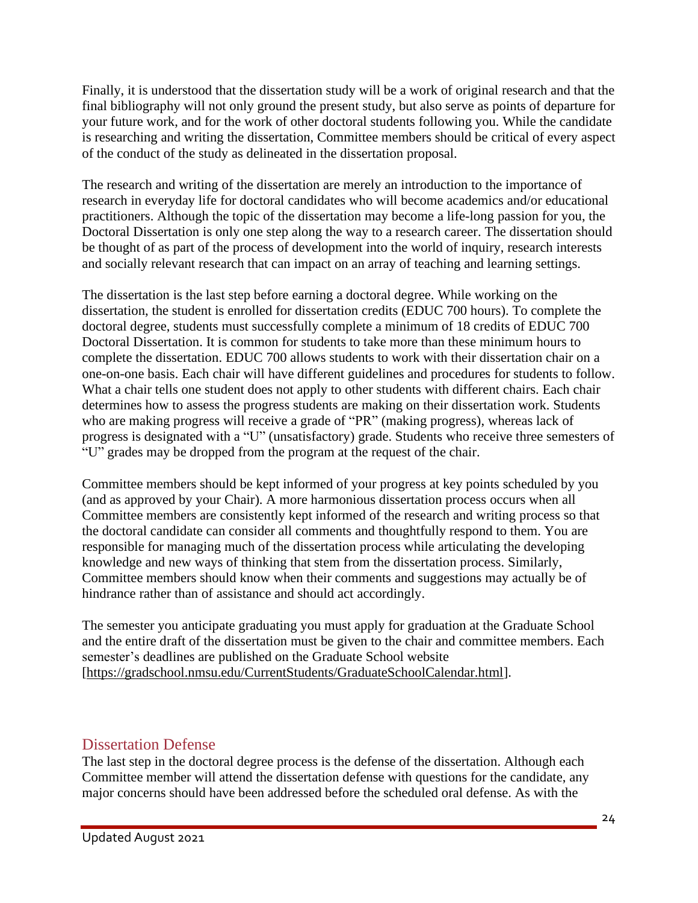Finally, it is understood that the dissertation study will be a work of original research and that the final bibliography will not only ground the present study, but also serve as points of departure for your future work, and for the work of other doctoral students following you. While the candidate is researching and writing the dissertation, Committee members should be critical of every aspect of the conduct of the study as delineated in the dissertation proposal.

The research and writing of the dissertation are merely an introduction to the importance of research in everyday life for doctoral candidates who will become academics and/or educational practitioners. Although the topic of the dissertation may become a life-long passion for you, the Doctoral Dissertation is only one step along the way to a research career. The dissertation should be thought of as part of the process of development into the world of inquiry, research interests and socially relevant research that can impact on an array of teaching and learning settings.

The dissertation is the last step before earning a doctoral degree. While working on the dissertation, the student is enrolled for dissertation credits (EDUC 700 hours). To complete the doctoral degree, students must successfully complete a minimum of 18 credits of EDUC 700 Doctoral Dissertation. It is common for students to take more than these minimum hours to complete the dissertation. EDUC 700 allows students to work with their dissertation chair on a one-on-one basis. Each chair will have different guidelines and procedures for students to follow. What a chair tells one student does not apply to other students with different chairs. Each chair determines how to assess the progress students are making on their dissertation work. Students who are making progress will receive a grade of "PR" (making progress), whereas lack of progress is designated with a "U" (unsatisfactory) grade. Students who receive three semesters of "U" grades may be dropped from the program at the request of the chair.

Committee members should be kept informed of your progress at key points scheduled by you (and as approved by your Chair). A more harmonious dissertation process occurs when all Committee members are consistently kept informed of the research and writing process so that the doctoral candidate can consider all comments and thoughtfully respond to them. You are responsible for managing much of the dissertation process while articulating the developing knowledge and new ways of thinking that stem from the dissertation process. Similarly, Committee members should know when their comments and suggestions may actually be of hindrance rather than of assistance and should act accordingly.

The semester you anticipate graduating you must apply for graduation at the Graduate School and the entire draft of the dissertation must be given to the chair and committee members. Each semester's deadlines are published on the Graduate School website [https://gradschool.nmsu.edu/CurrentStudents/GraduateSchoolCalendar.html].

## Dissertation Defense

The last step in the doctoral degree process is the defense of the dissertation. Although each Committee member will attend the dissertation defense with questions for the candidate, any major concerns should have been addressed before the scheduled oral defense. As with the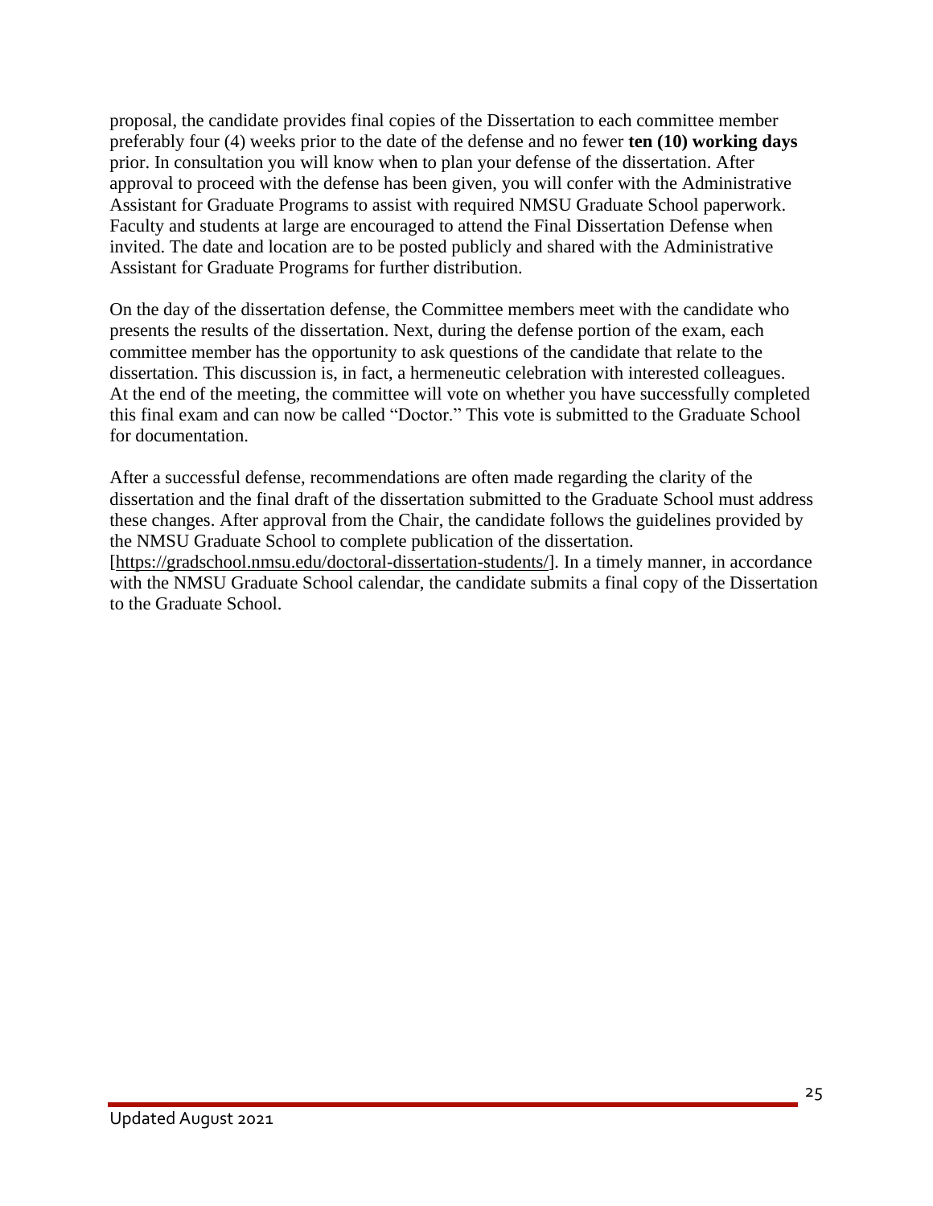proposal, the candidate provides final copies of the Dissertation to each committee member preferably four (4) weeks prior to the date of the defense and no fewer **ten (10) working days** prior. In consultation you will know when to plan your defense of the dissertation. After approval to proceed with the defense has been given, you will confer with the Administrative Assistant for Graduate Programs to assist with required NMSU Graduate School paperwork. Faculty and students at large are encouraged to attend the Final Dissertation Defense when invited. The date and location are to be posted publicly and shared with the Administrative Assistant for Graduate Programs for further distribution.

On the day of the dissertation defense, the Committee members meet with the candidate who presents the results of the dissertation. Next, during the defense portion of the exam, each committee member has the opportunity to ask questions of the candidate that relate to the dissertation. This discussion is, in fact, a hermeneutic celebration with interested colleagues. At the end of the meeting, the committee will vote on whether you have successfully completed this final exam and can now be called "Doctor." This vote is submitted to the Graduate School for documentation.

After a successful defense, recommendations are often made regarding the clarity of the dissertation and the final draft of the dissertation submitted to the Graduate School must address these changes. After approval from the Chair, the candidate follows the guidelines provided by the NMSU Graduate School to complete publication of the dissertation. [https://gradschool.nmsu.edu/doctoral-dissertation-students/]. In a timely manner, in accordance with the NMSU Graduate School calendar, the candidate submits a final copy of the Dissertation to the Graduate School.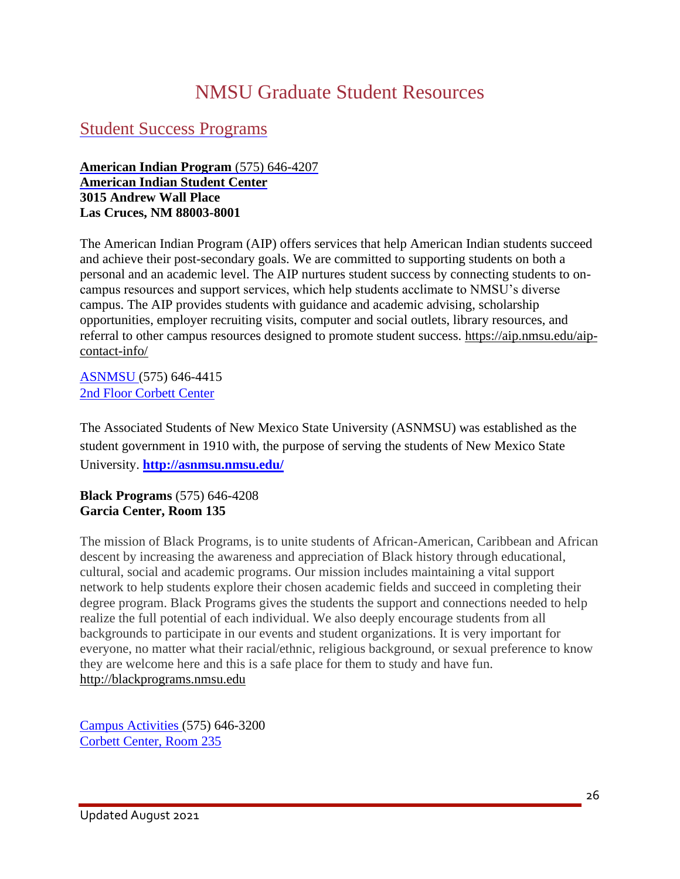# NMSU Graduate Student Resources

## Student Success Programs

**American Indian Program** (575) 646-4207
**American Indian Student Center**
**3015 Andrew Wall Place**
**Las Cruces, NM 88003-8001**

The American Indian Program (AIP) offers services that help American Indian students succeed and achieve their post-secondary goals. We are committed to supporting students on both a personal and an academic level. The AIP nurtures student success by connecting students to on-campus resources and support services, which help students acclimate to NMSU's diverse campus. The AIP provides students with guidance and academic advising, scholarship opportunities, employer recruiting visits, computer and social outlets, library resources, and referral to other campus resources designed to promote student success. https://aip.nmsu.edu/aip-contact-info/

ASNMSU (575) 646-4415
2nd Floor Corbett Center

The Associated Students of New Mexico State University (ASNMSU) was established as the student government in 1910 with, the purpose of serving the students of New Mexico State University. **http://asnmsu.nmsu.edu/**

**Black Programs** (575) 646-4208
**Garcia Center, Room 135**

The mission of Black Programs, is to unite students of African-American, Caribbean and African descent by increasing the awareness and appreciation of Black history through educational, cultural, social and academic programs. Our mission includes maintaining a vital support network to help students explore their chosen academic fields and succeed in completing their degree program. Black Programs gives the students the support and connections needed to help realize the full potential of each individual. We also deeply encourage students from all backgrounds to participate in our events and student organizations. It is very important for everyone, no matter what their racial/ethnic, religious background, or sexual preference to know they are welcome here and this is a safe place for them to study and have fun. http://blackprograms.nmsu.edu

Campus Activities (575) 646-3200
Corbett Center, Room 235

Updated August 2021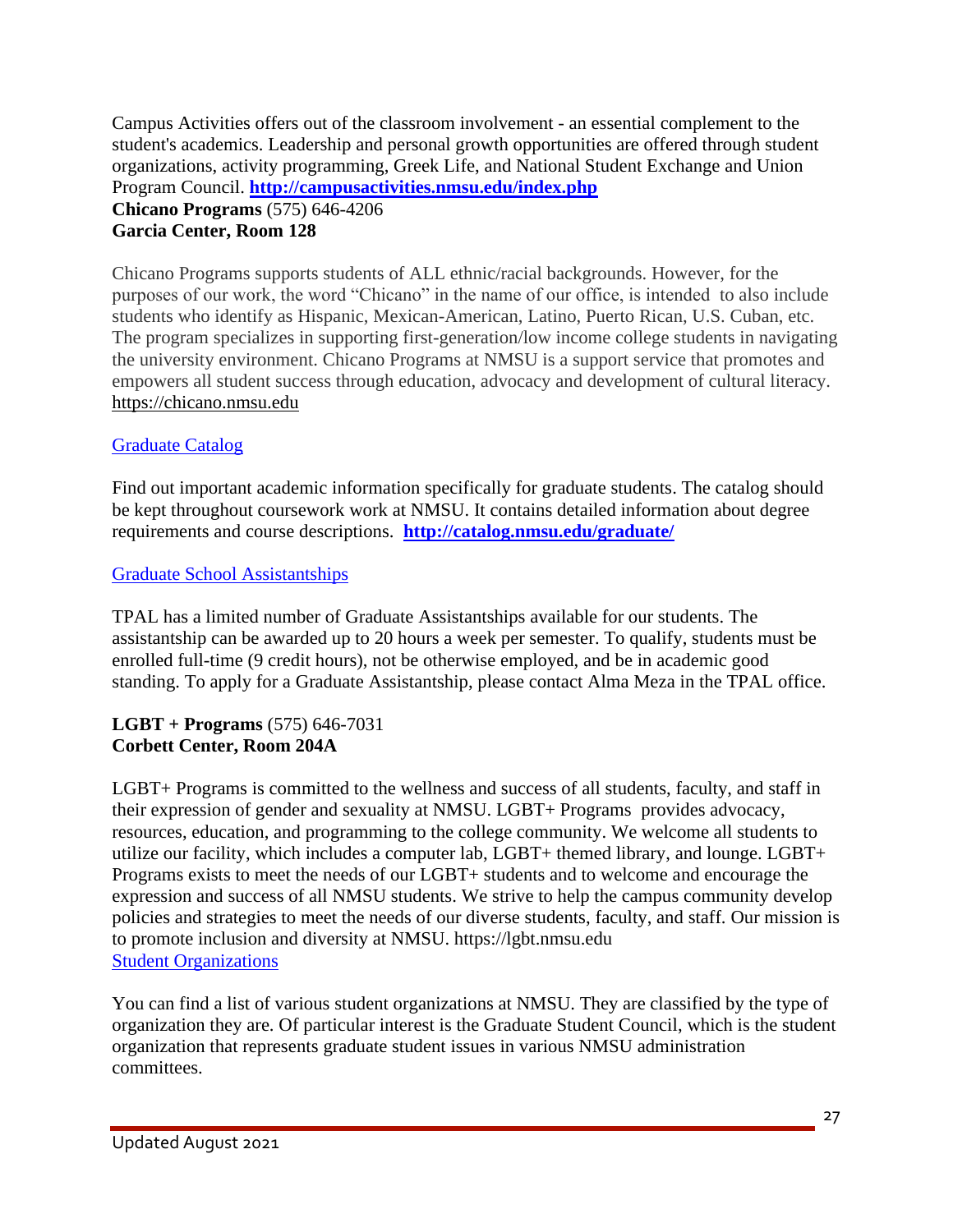Campus Activities offers out of the classroom involvement - an essential complement to the student's academics. Leadership and personal growth opportunities are offered through student organizations, activity programming, Greek Life, and National Student Exchange and Union Program Council. **http://campusactivities.nmsu.edu/index.php**

**Chicano Programs** (575) 646-4206
**Garcia Center, Room 128**

Chicano Programs supports students of ALL ethnic/racial backgrounds. However, for the purposes of our work, the word "Chicano" in the name of our office, is intended to also include students who identify as Hispanic, Mexican-American, Latino, Puerto Rican, U.S. Cuban, etc. The program specializes in supporting first-generation/low income college students in navigating the university environment. Chicano Programs at NMSU is a support service that promotes and empowers all student success through education, advocacy and development of cultural literacy. https://chicano.nmsu.edu

Graduate Catalog

Find out important academic information specifically for graduate students. The catalog should be kept throughout coursework work at NMSU. It contains detailed information about degree requirements and course descriptions. **http://catalog.nmsu.edu/graduate/**

Graduate School Assistantships

TPAL has a limited number of Graduate Assistantships available for our students. The assistantship can be awarded up to 20 hours a week per semester. To qualify, students must be enrolled full-time (9 credit hours), not be otherwise employed, and be in academic good standing. To apply for a Graduate Assistantship, please contact Alma Meza in the TPAL office.

**LGBT + Programs** (575) 646-7031
**Corbett Center, Room 204A**

LGBT+ Programs is committed to the wellness and success of all students, faculty, and staff in their expression of gender and sexuality at NMSU. LGBT+ Programs provides advocacy, resources, education, and programming to the college community. We welcome all students to utilize our facility, which includes a computer lab, LGBT+ themed library, and lounge. LGBT+ Programs exists to meet the needs of our LGBT+ students and to welcome and encourage the expression and success of all NMSU students. We strive to help the campus community develop policies and strategies to meet the needs of our diverse students, faculty, and staff. Our mission is to promote inclusion and diversity at NMSU. https://lgbt.nmsu.edu

Student Organizations

You can find a list of various student organizations at NMSU. They are classified by the type of organization they are. Of particular interest is the Graduate Student Council, which is the student organization that represents graduate student issues in various NMSU administration committees.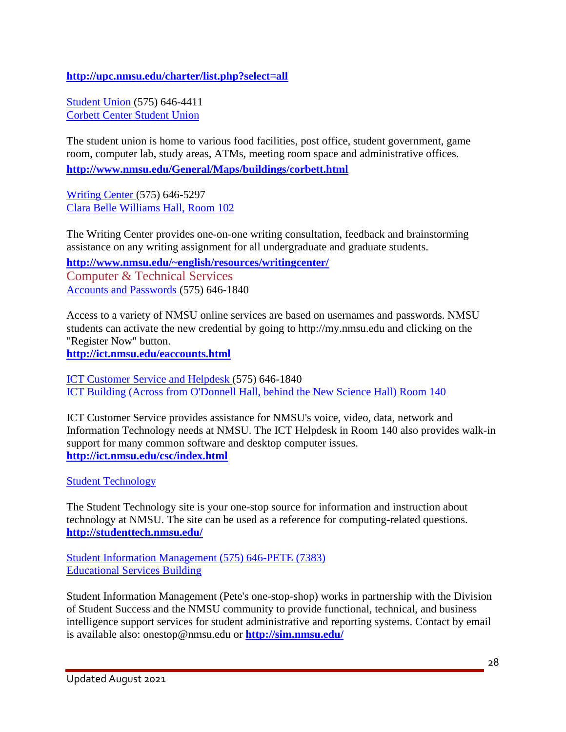**http://upc.nmsu.edu/charter/list.php?select=all**

Student Union (575) 646-4411
Corbett Center Student Union

The student union is home to various food facilities, post office, student government, game room, computer lab, study areas, ATMs, meeting room space and administrative offices.
**http://www.nmsu.edu/General/Maps/buildings/corbett.html**

Writing Center (575) 646-5297
Clara Belle Williams Hall, Room 102

The Writing Center provides one-on-one writing consultation, feedback and brainstorming assistance on any writing assignment for all undergraduate and graduate students.
**http://www.nmsu.edu/~english/resources/writingcenter/**

## Computer & Technical Services

Accounts and Passwords (575) 646-1840

Access to a variety of NMSU online services are based on usernames and passwords. NMSU students can activate the new credential by going to http://my.nmsu.edu and clicking on the "Register Now" button.
**http://ict.nmsu.edu/eaccounts.html**

ICT Customer Service and Helpdesk (575) 646-1840
ICT Building (Across from O'Donnell Hall, behind the New Science Hall) Room 140

ICT Customer Service provides assistance for NMSU's voice, video, data, network and Information Technology needs at NMSU. The ICT Helpdesk in Room 140 also provides walk-in support for many common software and desktop computer issues.
**http://ict.nmsu.edu/csc/index.html**

Student Technology

The Student Technology site is your one-stop source for information and instruction about technology at NMSU. The site can be used as a reference for computing-related questions.
**http://studenttech.nmsu.edu/**

Student Information Management (575) 646-PETE (7383)
Educational Services Building

Student Information Management (Pete's one-stop-shop) works in partnership with the Division of Student Success and the NMSU community to provide functional, technical, and business intelligence support services for student administrative and reporting systems. Contact by email is available also: onestop@nmsu.edu or **http://sim.nmsu.edu/**

Updated August 2021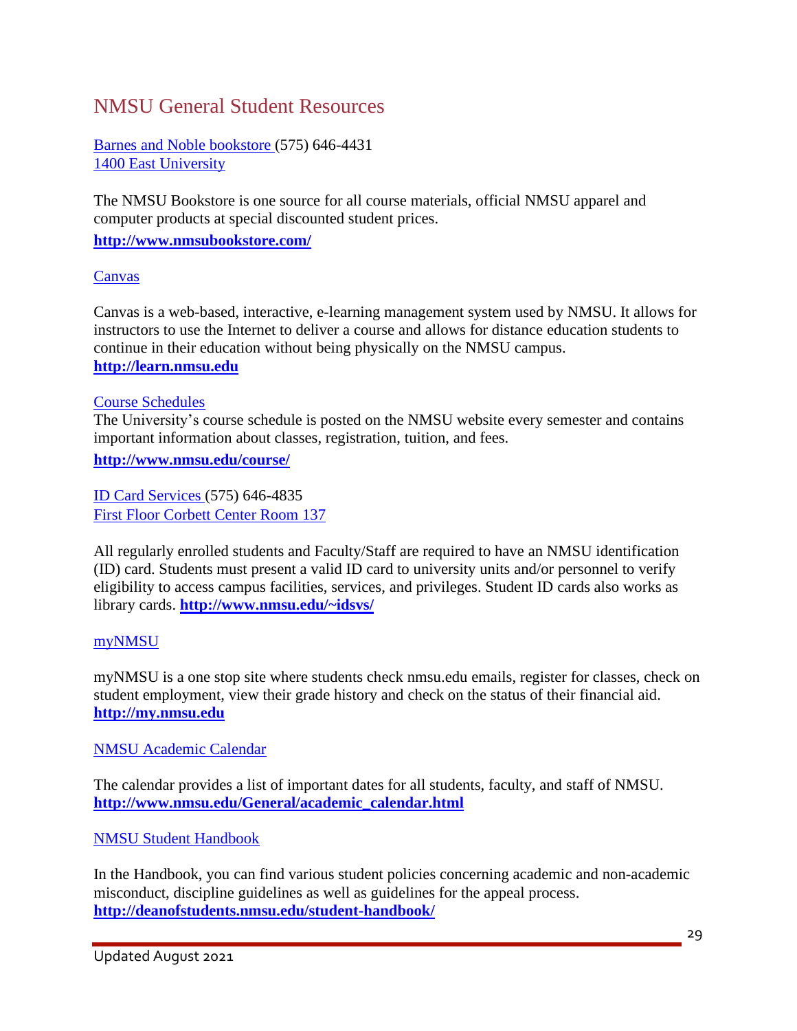# NMSU General Student Resources

Barnes and Noble bookstore (575) 646-4431
1400 East University

The NMSU Bookstore is one source for all course materials, official NMSU apparel and computer products at special discounted student prices.

**http://www.nmsubookstore.com/**

Canvas

Canvas is a web-based, interactive, e-learning management system used by NMSU. It allows for instructors to use the Internet to deliver a course and allows for distance education students to continue in their education without being physically on the NMSU campus.
**http://learn.nmsu.edu**

Course Schedules
The University's course schedule is posted on the NMSU website every semester and contains important information about classes, registration, tuition, and fees.

**http://www.nmsu.edu/course/**

ID Card Services (575) 646-4835
First Floor Corbett Center Room 137

All regularly enrolled students and Faculty/Staff are required to have an NMSU identification (ID) card. Students must present a valid ID card to university units and/or personnel to verify eligibility to access campus facilities, services, and privileges. Student ID cards also works as library cards. **http://www.nmsu.edu/~idsvs/**

myNMSU

myNMSU is a one stop site where students check nmsu.edu emails, register for classes, check on student employment, view their grade history and check on the status of their financial aid.
**http://my.nmsu.edu**

NMSU Academic Calendar

The calendar provides a list of important dates for all students, faculty, and staff of NMSU.
**http://www.nmsu.edu/General/academic_calendar.html**

NMSU Student Handbook

In the Handbook, you can find various student policies concerning academic and non-academic misconduct, discipline guidelines as well as guidelines for the appeal process.
**http://deanofstudents.nmsu.edu/student-handbook/**

Updated August 2021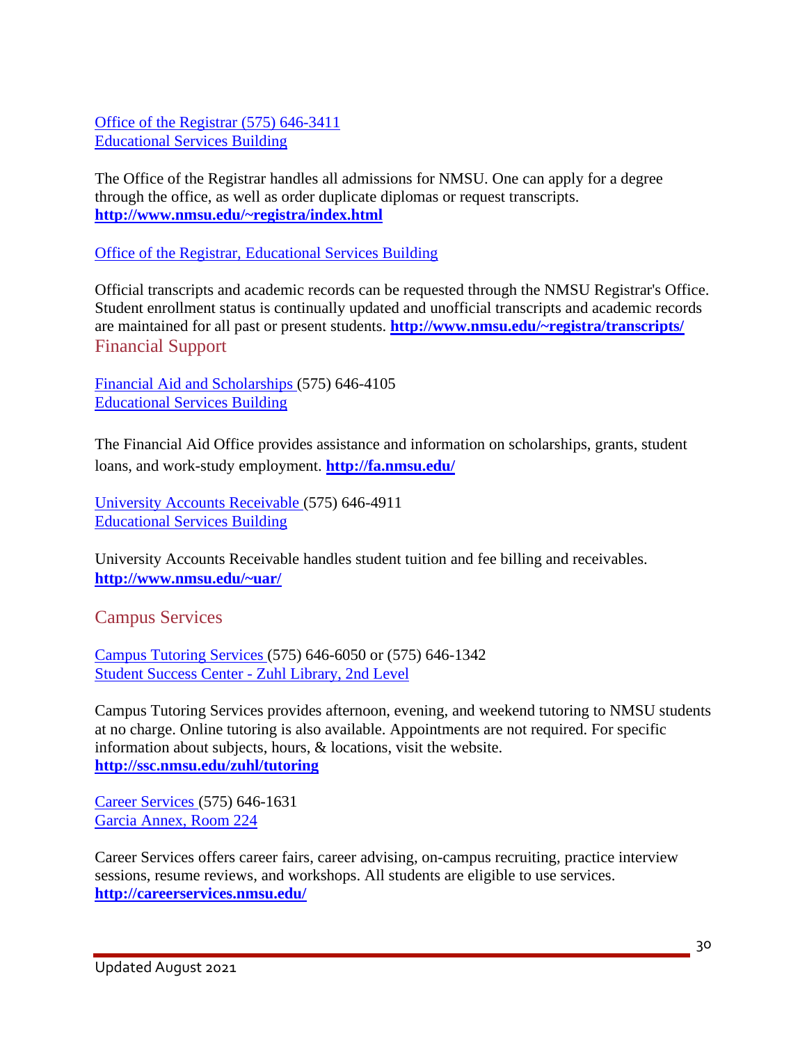Office of the Registrar (575) 646-3411
Educational Services Building

The Office of the Registrar handles all admissions for NMSU. One can apply for a degree through the office, as well as order duplicate diplomas or request transcripts.
**http://www.nmsu.edu/~registra/index.html**

Office of the Registrar, Educational Services Building

Official transcripts and academic records can be requested through the NMSU Registrar's Office. Student enrollment status is continually updated and unofficial transcripts and academic records are maintained for all past or present students. **http://www.nmsu.edu/~registra/transcripts/**

## Financial Support

Financial Aid and Scholarships (575) 646-4105
Educational Services Building

The Financial Aid Office provides assistance and information on scholarships, grants, student loans, and work-study employment. **http://fa.nmsu.edu/**

University Accounts Receivable (575) 646-4911
Educational Services Building

University Accounts Receivable handles student tuition and fee billing and receivables.
**http://www.nmsu.edu/~uar/**

## Campus Services

Campus Tutoring Services (575) 646-6050 or (575) 646-1342
Student Success Center - Zuhl Library, 2nd Level

Campus Tutoring Services provides afternoon, evening, and weekend tutoring to NMSU students at no charge. Online tutoring is also available. Appointments are not required. For specific information about subjects, hours, & locations, visit the website.
**http://ssc.nmsu.edu/zuhl/tutoring**

Career Services (575) 646-1631
Garcia Annex, Room 224

Career Services offers career fairs, career advising, on-campus recruiting, practice interview sessions, resume reviews, and workshops. All students are eligible to use services.
**http://careerservices.nmsu.edu/**

Updated August 2021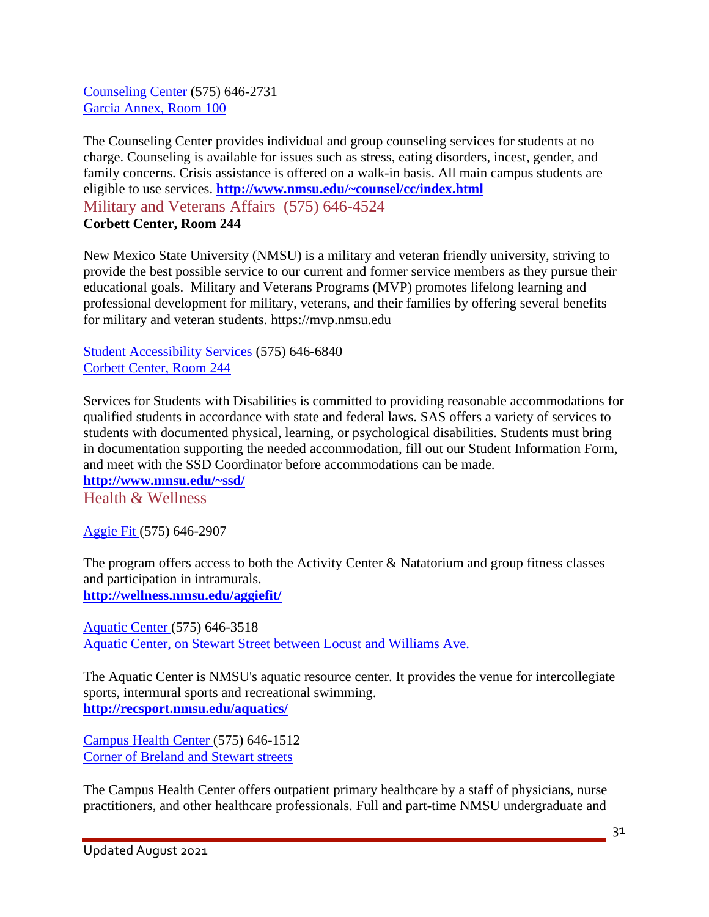Counseling Center (575) 646-2731
Garcia Annex, Room 100

The Counseling Center provides individual and group counseling services for students at no charge. Counseling is available for issues such as stress, eating disorders, incest, gender, and family concerns. Crisis assistance is offered on a walk-in basis. All main campus students are eligible to use services. **http://www.nmsu.edu/~counsel/cc/index.html**

### Military and Veterans Affairs (575) 646-4524

**Corbett Center, Room 244**

New Mexico State University (NMSU) is a military and veteran friendly university, striving to provide the best possible service to our current and former service members as they pursue their educational goals. Military and Veterans Programs (MVP) promotes lifelong learning and professional development for military, veterans, and their families by offering several benefits for military and veteran students. https://mvp.nmsu.edu

Student Accessibility Services (575) 646-6840
Corbett Center, Room 244

Services for Students with Disabilities is committed to providing reasonable accommodations for qualified students in accordance with state and federal laws. SAS offers a variety of services to students with documented physical, learning, or psychological disabilities. Students must bring in documentation supporting the needed accommodation, fill out our Student Information Form, and meet with the SSD Coordinator before accommodations can be made.
**http://www.nmsu.edu/~ssd/**

## Health & Wellness

Aggie Fit (575) 646-2907

The program offers access to both the Activity Center & Natatorium and group fitness classes and participation in intramurals.
**http://wellness.nmsu.edu/aggiefit/**

Aquatic Center (575) 646-3518
Aquatic Center, on Stewart Street between Locust and Williams Ave.

The Aquatic Center is NMSU's aquatic resource center. It provides the venue for intercollegiate sports, intermural sports and recreational swimming.
**http://recsport.nmsu.edu/aquatics/**

Campus Health Center (575) 646-1512
Corner of Breland and Stewart streets

The Campus Health Center offers outpatient primary healthcare by a staff of physicians, nurse practitioners, and other healthcare professionals. Full and part-time NMSU undergraduate and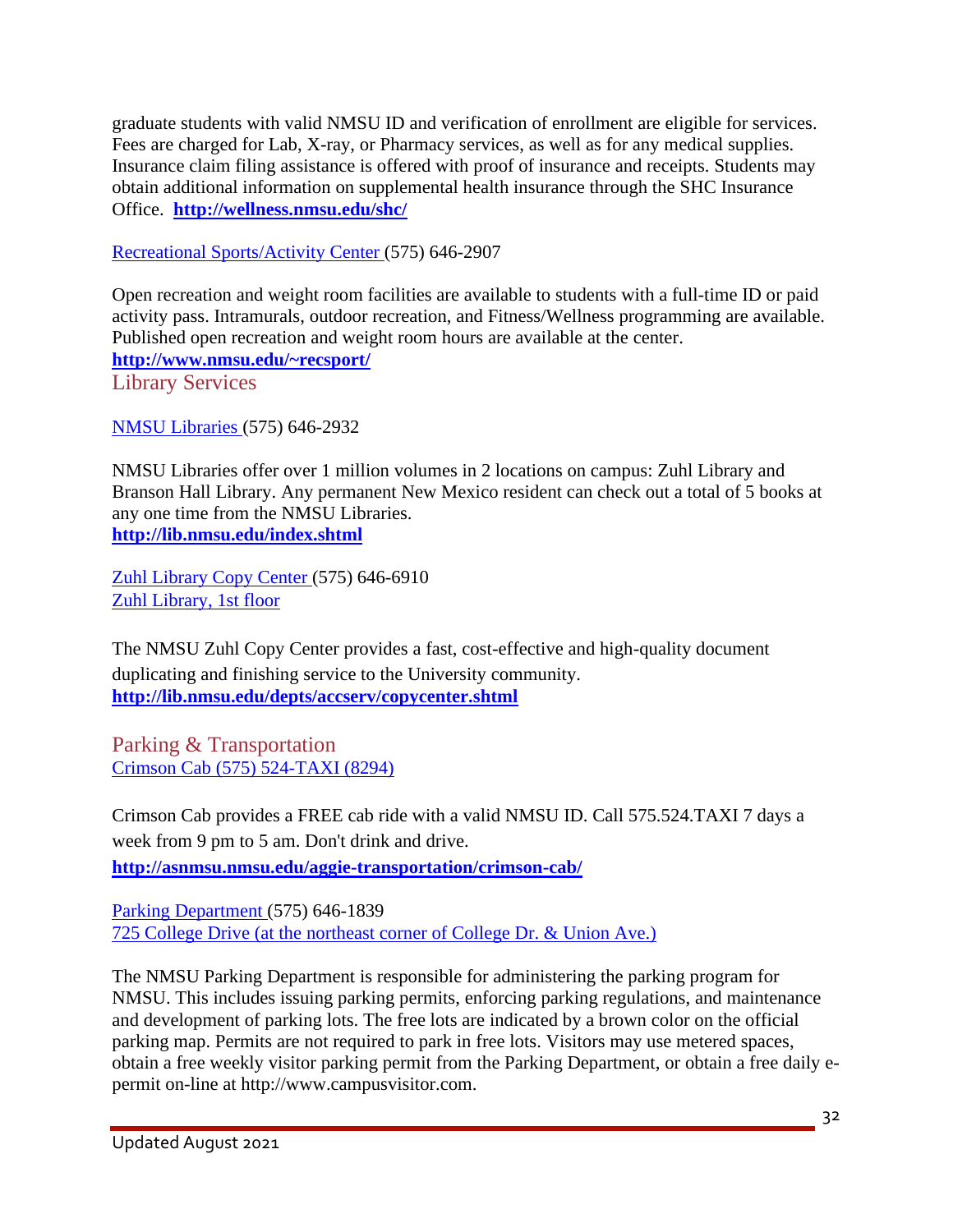graduate students with valid NMSU ID and verification of enrollment are eligible for services. Fees are charged for Lab, X-ray, or Pharmacy services, as well as for any medical supplies. Insurance claim filing assistance is offered with proof of insurance and receipts. Students may obtain additional information on supplemental health insurance through the SHC Insurance Office. **http://wellness.nmsu.edu/shc/**

Recreational Sports/Activity Center (575) 646-2907

Open recreation and weight room facilities are available to students with a full-time ID or paid activity pass. Intramurals, outdoor recreation, and Fitness/Wellness programming are available. Published open recreation and weight room hours are available at the center.
**http://www.nmsu.edu/~recsport/**

## Library Services

NMSU Libraries (575) 646-2932

NMSU Libraries offer over 1 million volumes in 2 locations on campus: Zuhl Library and Branson Hall Library. Any permanent New Mexico resident can check out a total of 5 books at any one time from the NMSU Libraries.
**http://lib.nmsu.edu/index.shtml**

Zuhl Library Copy Center (575) 646-6910
Zuhl Library, 1st floor

The NMSU Zuhl Copy Center provides a fast, cost-effective and high-quality document duplicating and finishing service to the University community.
**http://lib.nmsu.edu/depts/accserv/copycenter.shtml**

## Parking & Transportation

Crimson Cab (575) 524-TAXI (8294)

Crimson Cab provides a FREE cab ride with a valid NMSU ID. Call 575.524.TAXI 7 days a week from 9 pm to 5 am. Don't drink and drive.
**http://asnmsu.nmsu.edu/aggie-transportation/crimson-cab/**

Parking Department (575) 646-1839
725 College Drive (at the northeast corner of College Dr. & Union Ave.)

The NMSU Parking Department is responsible for administering the parking program for NMSU. This includes issuing parking permits, enforcing parking regulations, and maintenance and development of parking lots. The free lots are indicated by a brown color on the official parking map. Permits are not required to park in free lots. Visitors may use metered spaces, obtain a free weekly visitor parking permit from the Parking Department, or obtain a free daily e-permit on-line at http://www.campusvisitor.com.

Updated August 2021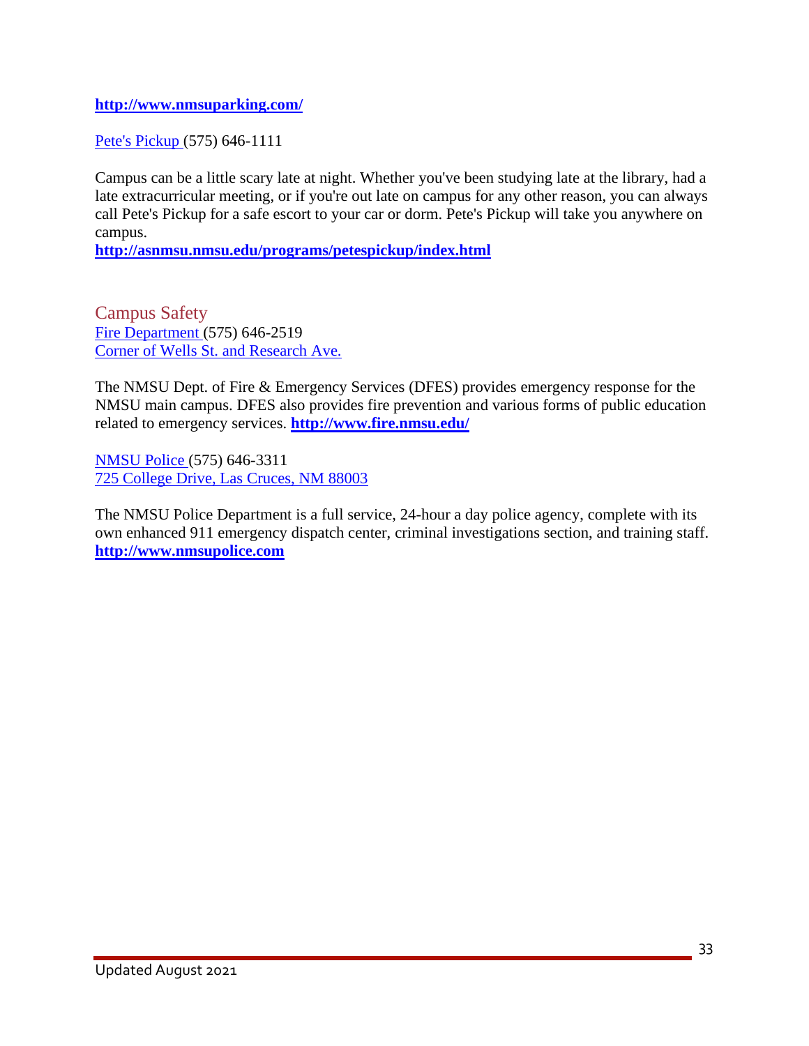**http://www.nmsuparking.com/**

Pete's Pickup (575) 646-1111

Campus can be a little scary late at night. Whether you've been studying late at the library, had a late extracurricular meeting, or if you're out late on campus for any other reason, you can always call Pete's Pickup for a safe escort to your car or dorm. Pete's Pickup will take you anywhere on campus.
**http://asnmsu.nmsu.edu/programs/petespickup/index.html**

## Campus Safety

Fire Department (575) 646-2519
Corner of Wells St. and Research Ave.

The NMSU Dept. of Fire & Emergency Services (DFES) provides emergency response for the NMSU main campus. DFES also provides fire prevention and various forms of public education related to emergency services. **http://www.fire.nmsu.edu/**

NMSU Police (575) 646-3311
725 College Drive, Las Cruces, NM 88003

The NMSU Police Department is a full service, 24-hour a day police agency, complete with its own enhanced 911 emergency dispatch center, criminal investigations section, and training staff.
**http://www.nmsupolice.com**

Updated August 2021